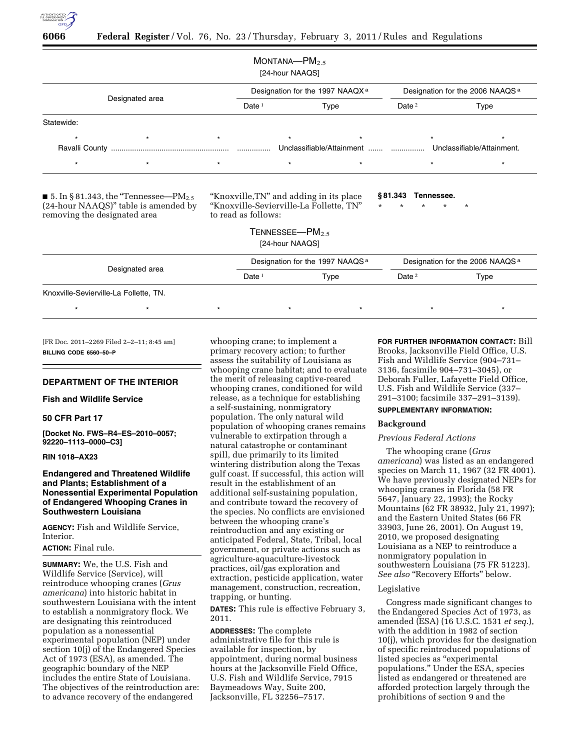MONTANA—$PM_{2.5}$

[24-hour NAAQS]

| Designated area | Designation for the 1997 NAAQX [a] | | Designation for the 2006 NAAQS [a] | |
|---|---|---|---|---|
| | Date [1] | Type | Date [2] | Type |
| Statewide: | | | | |
| * * * | * | * | * | * |
| Ravalli County | ............... | Unclassifiable/Attainment | ............... | Unclassifiable/Attainment. |
| * * * | * | * | * | * |

■ 5. In § 81.343, the "Tennessee—$PM_{2.5}$ (24-hour NAAQS)" table is amended by removing the designated area "Knoxville,TN" and adding in its place "Knoxville-Sevierville-La Follette, TN" to read as follows:

**§ 81.343 Tennessee.**

\* \* \* \* \*

TENNESSEE—$PM_{2.5}$

[24-hour NAAQS]

| Designated area | Designation for the 1997 NAAQS [a] | | Designation for the 2006 NAAQS [a] | |
|---|---|---|---|---|
| | Date [1] | Type | Date [2] | Type |
| Knoxville-Sevierville-La Follette, TN. | | | | |
| * * * | * | * | * | * |

[FR Doc. 2011–2269 Filed 2–2–11; 8:45 am]

**BILLING CODE 6560–50–P**

## DEPARTMENT OF THE INTERIOR

### Fish and Wildlife Service

### 50 CFR Part 17

**[Docket No. FWS–R4–ES–2010–0057; 92220–1113–0000–C3]**

**RIN 1018–AX23**

### Endangered and Threatened Wildlife and Plants; Establishment of a Nonessential Experimental Population of Endangered Whooping Cranes in Southwestern Louisiana

**AGENCY:** Fish and Wildlife Service, Interior.

**ACTION:** Final rule.

**SUMMARY:** We, the U.S. Fish and Wildlife Service (Service), will reintroduce whooping cranes (*Grus americana*) into historic habitat in southwestern Louisiana with the intent to establish a nonmigratory flock. We are designating this reintroduced population as a nonessential experimental population (NEP) under section 10(j) of the Endangered Species Act of 1973 (ESA), as amended. The geographic boundary of the NEP includes the entire State of Louisiana. The objectives of the reintroduction are: to advance recovery of the endangered whooping crane; to implement a primary recovery action; to further assess the suitability of Louisiana as whooping crane habitat; and to evaluate the merit of releasing captive-reared whooping cranes, conditioned for wild release, as a technique for establishing a self-sustaining, nonmigratory population. The only natural wild population of whooping cranes remains vulnerable to extirpation through a natural catastrophe or contaminant spill, due primarily to its limited wintering distribution along the Texas gulf coast. If successful, this action will result in the establishment of an additional self-sustaining population, and contribute toward the recovery of the species. No conflicts are envisioned between the whooping crane's reintroduction and any existing or anticipated Federal, State, Tribal, local government, or private actions such as agriculture-aquaculture-livestock practices, oil/gas exploration and extraction, pesticide application, water management, construction, recreation, trapping, or hunting.

**DATES:** This rule is effective February 3, 2011.

**ADDRESSES:** The complete administrative file for this rule is available for inspection, by appointment, during normal business hours at the Jacksonville Field Office, U.S. Fish and Wildlife Service, 7915 Baymeadows Way, Suite 200, Jacksonville, FL 32256–7517.

**FOR FURTHER INFORMATION CONTACT:** Bill Brooks, Jacksonville Field Office, U.S. Fish and Wildlife Service (904–731–3136, facsimile 904–731–3045), or Deborah Fuller, Lafayette Field Office, U.S. Fish and Wildlife Service (337–291–3100; facsimile 337–291–3139).

**SUPPLEMENTARY INFORMATION:**

## Background

### *Previous Federal Actions*

The whooping crane (*Grus americana*) was listed as an endangered species on March 11, 1967 (32 FR 4001). We have previously designated NEPs for whooping cranes in Florida (58 FR 5647, January 22, 1993); the Rocky Mountains (62 FR 38932, July 21, 1997); and the Eastern United States (66 FR 33903, June 26, 2001). On August 19, 2010, we proposed designating Louisiana as a NEP to reintroduce a nonmigratory population in southwestern Louisiana (75 FR 51223). *See also* "Recovery Efforts" below.

### Legislative

Congress made significant changes to the Endangered Species Act of 1973, as amended (ESA) (16 U.S.C. 1531 *et seq.*), with the addition in 1982 of section 10(j), which provides for the designation of specific reintroduced populations of listed species as "experimental populations." Under the ESA, species listed as endangered or threatened are afforded protection largely through the prohibitions of section 9 and the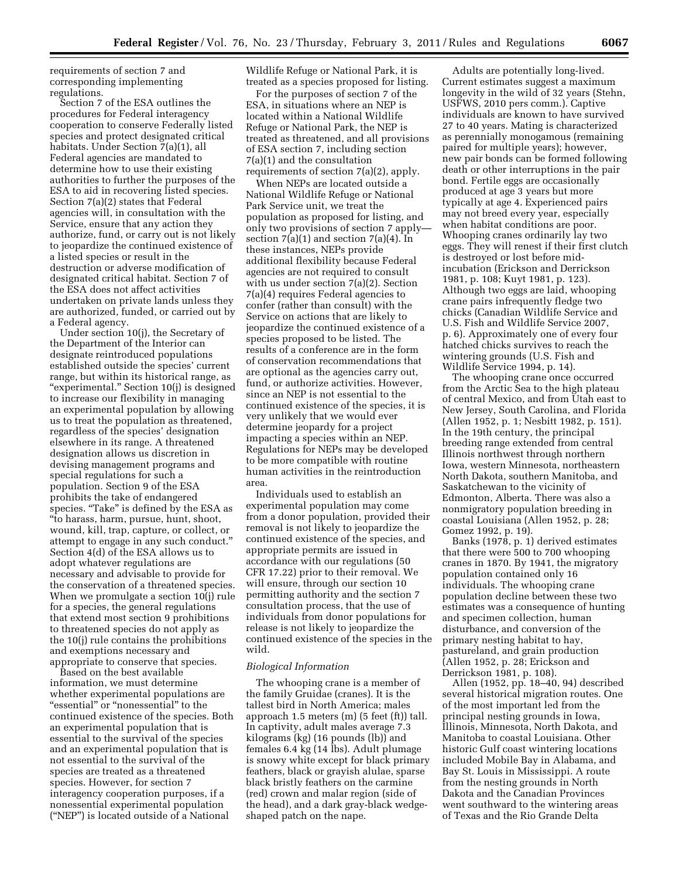requirements of section 7 and corresponding implementing regulations.

Section 7 of the ESA outlines the procedures for Federal interagency cooperation to conserve Federally listed species and protect designated critical habitats. Under Section 7(a)(1), all Federal agencies are mandated to determine how to use their existing authorities to further the purposes of the ESA to aid in recovering listed species. Section 7(a)(2) states that Federal agencies will, in consultation with the Service, ensure that any action they authorize, fund, or carry out is not likely to jeopardize the continued existence of a listed species or result in the destruction or adverse modification of designated critical habitat. Section 7 of the ESA does not affect activities undertaken on private lands unless they are authorized, funded, or carried out by a Federal agency.

Under section 10(j), the Secretary of the Department of the Interior can designate reintroduced populations established outside the species' current range, but within its historical range, as "experimental." Section 10(j) is designed to increase our flexibility in managing an experimental population by allowing us to treat the population as threatened, regardless of the species' designation elsewhere in its range. A threatened designation allows us discretion in devising management programs and special regulations for such a population. Section 9 of the ESA prohibits the take of endangered species. "Take" is defined by the ESA as "to harass, harm, pursue, hunt, shoot, wound, kill, trap, capture, or collect, or attempt to engage in any such conduct." Section 4(d) of the ESA allows us to adopt whatever regulations are necessary and advisable to provide for the conservation of a threatened species. When we promulgate a section 10(j) rule for a species, the general regulations that extend most section 9 prohibitions to threatened species do not apply as the 10(j) rule contains the prohibitions and exemptions necessary and appropriate to conserve that species.

Based on the best available information, we must determine whether experimental populations are "essential" or "nonessential" to the continued existence of the species. Both an experimental population that is essential to the survival of the species and an experimental population that is not essential to the survival of the species are treated as a threatened species. However, for section 7 interagency cooperation purposes, if a nonessential experimental population ("NEP") is located outside of a National Wildlife Refuge or National Park, it is treated as a species proposed for listing.

For the purposes of section 7 of the ESA, in situations where an NEP is located within a National Wildlife Refuge or National Park, the NEP is treated as threatened, and all provisions of ESA section 7, including section 7(a)(1) and the consultation requirements of section 7(a)(2), apply.

When NEPs are located outside a National Wildlife Refuge or National Park Service unit, we treat the population as proposed for listing, and only two provisions of section 7 apply—section 7(a)(1) and section 7(a)(4). In these instances, NEPs provide additional flexibility because Federal agencies are not required to consult with us under section 7(a)(2). Section 7(a)(4) requires Federal agencies to confer (rather than consult) with the Service on actions that are likely to jeopardize the continued existence of a species proposed to be listed. The results of a conference are in the form of conservation recommendations that are optional as the agencies carry out, fund, or authorize activities. However, since an NEP is not essential to the continued existence of the species, it is very unlikely that we would ever determine jeopardy for a project impacting a species within an NEP. Regulations for NEPs may be developed to be more compatible with routine human activities in the reintroduction area.

Individuals used to establish an experimental population may come from a donor population, provided their removal is not likely to jeopardize the continued existence of the species, and appropriate permits are issued in accordance with our regulations (50 CFR 17.22) prior to their removal. We will ensure, through our section 10 permitting authority and the section 7 consultation process, that the use of individuals from donor populations for release is not likely to jeopardize the continued existence of the species in the wild.

*Biological Information*

The whooping crane is a member of the family Gruidae (cranes). It is the tallest bird in North America; males approach 1.5 meters (m) (5 feet (ft)) tall. In captivity, adult males average 7.3 kilograms (kg) (16 pounds (lb)) and females 6.4 kg (14 lbs). Adult plumage is snowy white except for black primary feathers, black or grayish alulae, sparse black bristly feathers on the carmine (red) crown and malar region (side of the head), and a dark gray-black wedge-shaped patch on the nape.

Adults are potentially long-lived. Current estimates suggest a maximum longevity in the wild of 32 years (Stehn, USFWS, 2010 pers comm.). Captive individuals are known to have survived 27 to 40 years. Mating is characterized as perennially monogamous (remaining paired for multiple years); however, new pair bonds can be formed following death or other interruptions in the pair bond. Fertile eggs are occasionally produced at age 3 years but more typically at age 4. Experienced pairs may not breed every year, especially when habitat conditions are poor. Whooping cranes ordinarily lay two eggs. They will renest if their first clutch is destroyed or lost before mid-incubation (Erickson and Derrickson 1981, p. 108; Kuyt 1981, p. 123). Although two eggs are laid, whooping crane pairs infrequently fledge two chicks (Canadian Wildlife Service and U.S. Fish and Wildlife Service 2007, p. 6). Approximately one of every four hatched chicks survives to reach the wintering grounds (U.S. Fish and Wildlife Service 1994, p. 14).

The whooping crane once occurred from the Arctic Sea to the high plateau of central Mexico, and from Utah east to New Jersey, South Carolina, and Florida (Allen 1952, p. 1; Nesbitt 1982, p. 151). In the 19th century, the principal breeding range extended from central Illinois northwest through northern Iowa, western Minnesota, northeastern North Dakota, southern Manitoba, and Saskatchewan to the vicinity of Edmonton, Alberta. There was also a nonmigratory population breeding in coastal Louisiana (Allen 1952, p. 28; Gomez 1992, p. 19).

Banks (1978, p. 1) derived estimates that there were 500 to 700 whooping cranes in 1870. By 1941, the migratory population contained only 16 individuals. The whooping crane population decline between these two estimates was a consequence of hunting and specimen collection, human disturbance, and conversion of the primary nesting habitat to hay, pastureland, and grain production (Allen 1952, p. 28; Erickson and Derrickson 1981, p. 108).

Allen (1952, pp. 18–40, 94) described several historical migration routes. One of the most important led from the principal nesting grounds in Iowa, Illinois, Minnesota, North Dakota, and Manitoba to coastal Louisiana. Other historic Gulf coast wintering locations included Mobile Bay in Alabama, and Bay St. Louis in Mississippi. A route from the nesting grounds in North Dakota and the Canadian Provinces went southward to the wintering areas of Texas and the Rio Grande Delta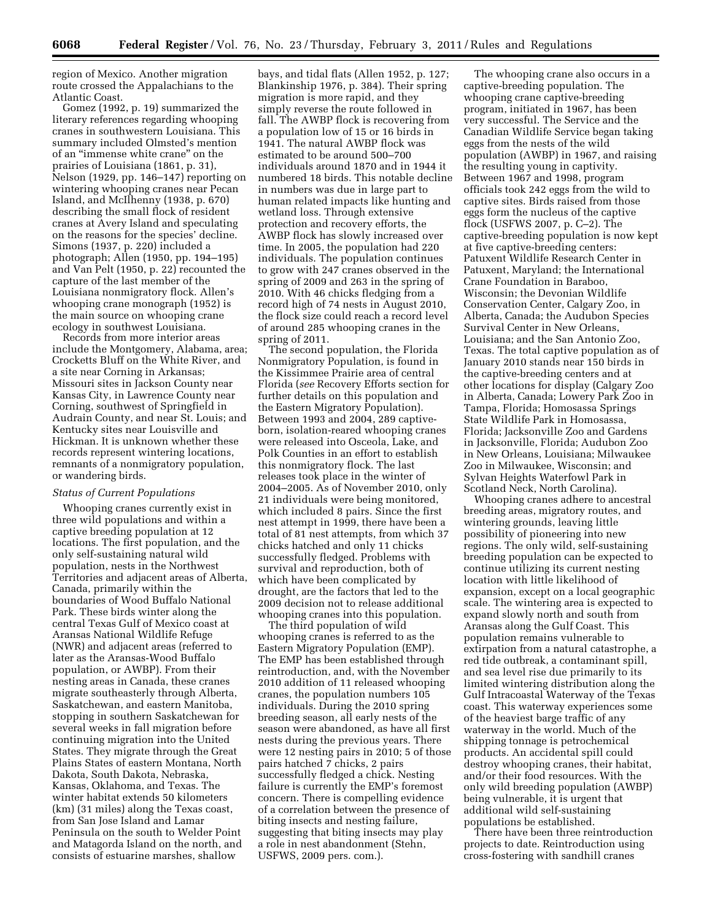region of Mexico. Another migration route crossed the Appalachians to the Atlantic Coast.

Gomez (1992, p. 19) summarized the literary references regarding whooping cranes in southwestern Louisiana. This summary included Olmsted's mention of an "immense white crane" on the prairies of Louisiana (1861, p. 31), Nelson (1929, pp. 146–147) reporting on wintering whooping cranes near Pecan Island, and McIlhenny (1938, p. 670) describing the small flock of resident cranes at Avery Island and speculating on the reasons for the species' decline. Simons (1937, p. 220) included a photograph; Allen (1950, pp. 194–195) and Van Pelt (1950, p. 22) recounted the capture of the last member of the Louisiana nonmigratory flock. Allen's whooping crane monograph (1952) is the main source on whooping crane ecology in southwest Louisiana.

Records from more interior areas include the Montgomery, Alabama, area; Crocketts Bluff on the White River, and a site near Corning in Arkansas; Missouri sites in Jackson County near Kansas City, in Lawrence County near Corning, southwest of Springfield in Audrain County, and near St. Louis; and Kentucky sites near Louisville and Hickman. It is unknown whether these records represent wintering locations, remnants of a nonmigratory population, or wandering birds.

*Status of Current Populations*

Whooping cranes currently exist in three wild populations and within a captive breeding population at 12 locations. The first population, and the only self-sustaining natural wild population, nests in the Northwest Territories and adjacent areas of Alberta, Canada, primarily within the boundaries of Wood Buffalo National Park. These birds winter along the central Texas Gulf of Mexico coast at Aransas National Wildlife Refuge (NWR) and adjacent areas (referred to later as the Aransas-Wood Buffalo population, or AWBP). From their nesting areas in Canada, these cranes migrate southeasterly through Alberta, Saskatchewan, and eastern Manitoba, stopping in southern Saskatchewan for several weeks in fall migration before continuing migration into the United States. They migrate through the Great Plains States of eastern Montana, North Dakota, South Dakota, Nebraska, Kansas, Oklahoma, and Texas. The winter habitat extends 50 kilometers (km) (31 miles) along the Texas coast, from San Jose Island and Lamar Peninsula on the south to Welder Point and Matagorda Island on the north, and consists of estuarine marshes, shallow bays, and tidal flats (Allen 1952, p. 127; Blankinship 1976, p. 384). Their spring migration is more rapid, and they simply reverse the route followed in fall. The AWBP flock is recovering from a population low of 15 or 16 birds in 1941. The natural AWBP flock was estimated to be around 500–700 individuals around 1870 and in 1944 it numbered 18 birds. This notable decline in numbers was due in large part to human related impacts like hunting and wetland loss. Through extensive protection and recovery efforts, the AWBP flock has slowly increased over time. In 2005, the population had 220 individuals. The population continues to grow with 247 cranes observed in the spring of 2009 and 263 in the spring of 2010. With 46 chicks fledging from a record high of 74 nests in August 2010, the flock size could reach a record level of around 285 whooping cranes in the spring of 2011.

The second population, the Florida Nonmigratory Population, is found in the Kissimmee Prairie area of central Florida (*see* Recovery Efforts section for further details on this population and the Eastern Migratory Population). Between 1993 and 2004, 289 captive-born, isolation-reared whooping cranes were released into Osceola, Lake, and Polk Counties in an effort to establish this nonmigratory flock. The last releases took place in the winter of 2004–2005. As of November 2010, only 21 individuals were being monitored, which included 8 pairs. Since the first nest attempt in 1999, there have been a total of 81 nest attempts, from which 37 chicks hatched and only 11 chicks successfully fledged. Problems with survival and reproduction, both of which have been complicated by drought, are the factors that led to the 2009 decision not to release additional whooping cranes into this population.

The third population of wild whooping cranes is referred to as the Eastern Migratory Population (EMP). The EMP has been established through reintroduction, and, with the November 2010 addition of 11 released whooping cranes, the population numbers 105 individuals. During the 2010 spring breeding season, all early nests of the season were abandoned, as have all first nests during the previous years. There were 12 nesting pairs in 2010; 5 of those pairs hatched 7 chicks, 2 pairs successfully fledged a chick. Nesting failure is currently the EMP's foremost concern. There is compelling evidence of a correlation between the presence of biting insects and nesting failure, suggesting that biting insects may play a role in nest abandonment (Stehn, USFWS, 2009 pers. com.).

The whooping crane also occurs in a captive-breeding population. The whooping crane captive-breeding program, initiated in 1967, has been very successful. The Service and the Canadian Wildlife Service began taking eggs from the nests of the wild population (AWBP) in 1967, and raising the resulting young in captivity. Between 1967 and 1998, program officials took 242 eggs from the wild to captive sites. Birds raised from those eggs form the nucleus of the captive flock (USFWS 2007, p. C–2). The captive-breeding population is now kept at five captive-breeding centers: Patuxent Wildlife Research Center in Patuxent, Maryland; the International Crane Foundation in Baraboo, Wisconsin; the Devonian Wildlife Conservation Center, Calgary Zoo, in Alberta, Canada; the Audubon Species Survival Center in New Orleans, Louisiana; and the San Antonio Zoo, Texas. The total captive population as of January 2010 stands near 150 birds in the captive-breeding centers and at other locations for display (Calgary Zoo in Alberta, Canada; Lowery Park Zoo in Tampa, Florida; Homosassa Springs State Wildlife Park in Homosassa, Florida; Jacksonville Zoo and Gardens in Jacksonville, Florida; Audubon Zoo in New Orleans, Louisiana; Milwaukee Zoo in Milwaukee, Wisconsin; and Sylvan Heights Waterfowl Park in Scotland Neck, North Carolina).

Whooping cranes adhere to ancestral breeding areas, migratory routes, and wintering grounds, leaving little possibility of pioneering into new regions. The only wild, self-sustaining breeding population can be expected to continue utilizing its current nesting location with little likelihood of expansion, except on a local geographic scale. The wintering area is expected to expand slowly north and south from Aransas along the Gulf Coast. This population remains vulnerable to extirpation from a natural catastrophe, a red tide outbreak, a contaminant spill, and sea level rise due primarily to its limited wintering distribution along the Gulf Intracoastal Waterway of the Texas coast. This waterway experiences some of the heaviest barge traffic of any waterway in the world. Much of the shipping tonnage is petrochemical products. An accidental spill could destroy whooping cranes, their habitat, and/or their food resources. With the only wild breeding population (AWBP) being vulnerable, it is urgent that additional wild self-sustaining populations be established.

There have been three reintroduction projects to date. Reintroduction using cross-fostering with sandhill cranes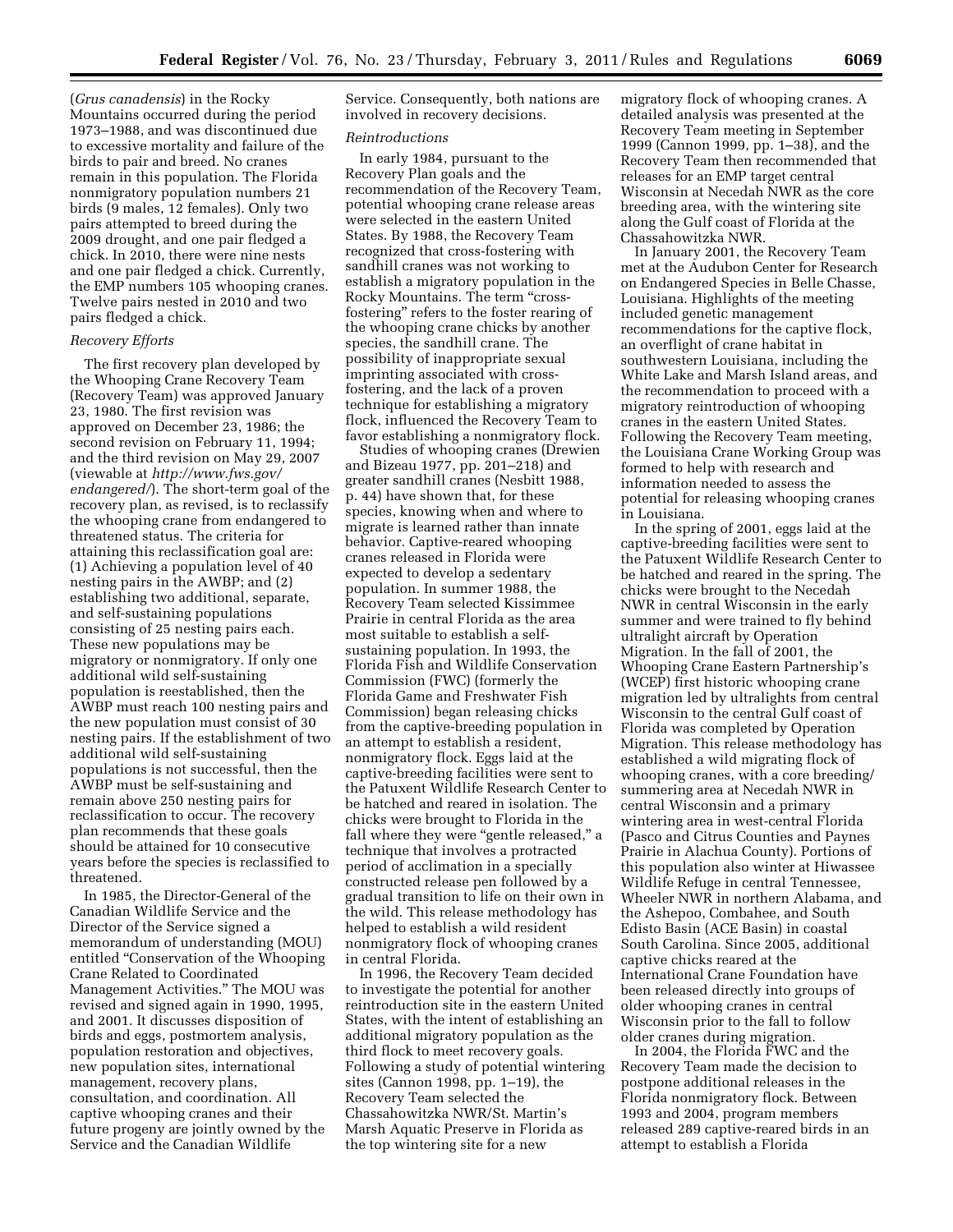(*Grus canadensis*) in the Rocky Mountains occurred during the period 1973–1988, and was discontinued due to excessive mortality and failure of the birds to pair and breed. No cranes remain in this population. The Florida nonmigratory population numbers 21 birds (9 males, 12 females). Only two pairs attempted to breed during the 2009 drought, and one pair fledged a chick. In 2010, there were nine nests and one pair fledged a chick. Currently, the EMP numbers 105 whooping cranes. Twelve pairs nested in 2010 and two pairs fledged a chick.

*Recovery Efforts*

The first recovery plan developed by the Whooping Crane Recovery Team (Recovery Team) was approved January 23, 1980. The first revision was approved on December 23, 1986; the second revision on February 11, 1994; and the third revision on May 29, 2007 (viewable at *http://www.fws.gov/endangered/*). The short-term goal of the recovery plan, as revised, is to reclassify the whooping crane from endangered to threatened status. The criteria for attaining this reclassification goal are: (1) Achieving a population level of 40 nesting pairs in the AWBP; and (2) establishing two additional, separate, and self-sustaining populations consisting of 25 nesting pairs each. These new populations may be migratory or nonmigratory. If only one additional wild self-sustaining population is reestablished, then the AWBP must reach 100 nesting pairs and the new population must consist of 30 nesting pairs. If the establishment of two additional wild self-sustaining populations is not successful, then the AWBP must be self-sustaining and remain above 250 nesting pairs for reclassification to occur. The recovery plan recommends that these goals should be attained for 10 consecutive years before the species is reclassified to threatened.

In 1985, the Director-General of the Canadian Wildlife Service and the Director of the Service signed a memorandum of understanding (MOU) entitled "Conservation of the Whooping Crane Related to Coordinated Management Activities." The MOU was revised and signed again in 1990, 1995, and 2001. It discusses disposition of birds and eggs, postmortem analysis, population restoration and objectives, new population sites, international management, recovery plans, consultation, and coordination. All captive whooping cranes and their future progeny are jointly owned by the Service and the Canadian Wildlife Service. Consequently, both nations are involved in recovery decisions.

*Reintroductions*

In early 1984, pursuant to the Recovery Plan goals and the recommendation of the Recovery Team, potential whooping crane release areas were selected in the eastern United States. By 1988, the Recovery Team recognized that cross-fostering with sandhill cranes was not working to establish a migratory population in the Rocky Mountains. The term "cross-fostering" refers to the foster rearing of the whooping crane chicks by another species, the sandhill crane. The possibility of inappropriate sexual imprinting associated with cross-fostering, and the lack of a proven technique for establishing a migratory flock, influenced the Recovery Team to favor establishing a nonmigratory flock.

Studies of whooping cranes (Drewien and Bizeau 1977, pp. 201–218) and greater sandhill cranes (Nesbitt 1988, p. 44) have shown that, for these species, knowing when and where to migrate is learned rather than innate behavior. Captive-reared whooping cranes released in Florida were expected to develop a sedentary population. In summer 1988, the Recovery Team selected Kissimmee Prairie in central Florida as the area most suitable to establish a self-sustaining population. In 1993, the Florida Fish and Wildlife Conservation Commission (FWC) (formerly the Florida Game and Freshwater Fish Commission) began releasing chicks from the captive-breeding population in an attempt to establish a resident, nonmigratory flock. Eggs laid at the captive-breeding facilities were sent to the Patuxent Wildlife Research Center to be hatched and reared in isolation. The chicks were brought to Florida in the fall where they were "gentle released," a technique that involves a protracted period of acclimation in a specially constructed release pen followed by a gradual transition to life on their own in the wild. This release methodology has helped to establish a wild resident nonmigratory flock of whooping cranes in central Florida.

In 1996, the Recovery Team decided to investigate the potential for another reintroduction site in the eastern United States, with the intent of establishing an additional migratory population as the third flock to meet recovery goals. Following a study of potential wintering sites (Cannon 1998, pp. 1–19), the Recovery Team selected the Chassahowitzka NWR/St. Martin's Marsh Aquatic Preserve in Florida as the top wintering site for a new migratory flock of whooping cranes. A detailed analysis was presented at the Recovery Team meeting in September 1999 (Cannon 1999, pp. 1–38), and the Recovery Team then recommended that releases for an EMP target central Wisconsin at Necedah NWR as the core breeding area, with the wintering site along the Gulf coast of Florida at the Chassahowitzka NWR.

In January 2001, the Recovery Team met at the Audubon Center for Research on Endangered Species in Belle Chasse, Louisiana. Highlights of the meeting included genetic management recommendations for the captive flock, an overflight of crane habitat in southwestern Louisiana, including the White Lake and Marsh Island areas, and the recommendation to proceed with a migratory reintroduction of whooping cranes in the eastern United States. Following the Recovery Team meeting, the Louisiana Crane Working Group was formed to help with research and information needed to assess the potential for releasing whooping cranes in Louisiana.

In the spring of 2001, eggs laid at the captive-breeding facilities were sent to the Patuxent Wildlife Research Center to be hatched and reared in the spring. The chicks were brought to the Necedah NWR in central Wisconsin in the early summer and were trained to fly behind ultralight aircraft by Operation Migration. In the fall of 2001, the Whooping Crane Eastern Partnership's (WCEP) first historic whooping crane migration led by ultralights from central Wisconsin to the central Gulf coast of Florida was completed by Operation Migration. This release methodology has established a wild migrating flock of whooping cranes, with a core breeding/summering area at Necedah NWR in central Wisconsin and a primary wintering area in west-central Florida (Pasco and Citrus Counties and Paynes Prairie in Alachua County). Portions of this population also winter at Hiwassee Wildlife Refuge in central Tennessee, Wheeler NWR in northern Alabama, and the Ashepoo, Combahee, and South Edisto Basin (ACE Basin) in coastal South Carolina. Since 2005, additional captive chicks reared at the International Crane Foundation have been released directly into groups of older whooping cranes in central Wisconsin prior to the fall to follow older cranes during migration.

In 2004, the Florida FWC and the Recovery Team made the decision to postpone additional releases in the Florida nonmigratory flock. Between 1993 and 2004, program members released 289 captive-reared birds in an attempt to establish a Florida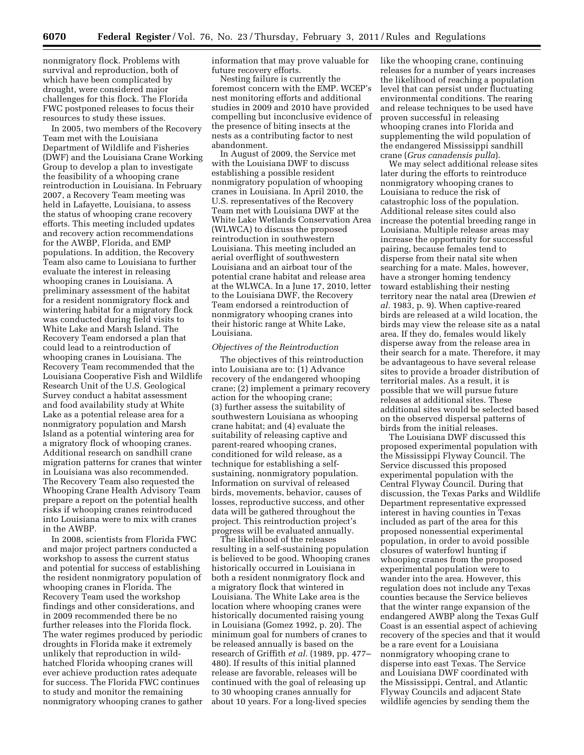nonmigratory flock. Problems with survival and reproduction, both of which have been complicated by drought, were considered major challenges for this flock. The Florida FWC postponed releases to focus their resources to study these issues.

In 2005, two members of the Recovery Team met with the Louisiana Department of Wildlife and Fisheries (DWF) and the Louisiana Crane Working Group to develop a plan to investigate the feasibility of a whooping crane reintroduction in Louisiana. In February 2007, a Recovery Team meeting was held in Lafayette, Louisiana, to assess the status of whooping crane recovery efforts. This meeting included updates and recovery action recommendations for the AWBP, Florida, and EMP populations. In addition, the Recovery Team also came to Louisiana to further evaluate the interest in releasing whooping cranes in Louisiana. A preliminary assessment of the habitat for a resident nonmigratory flock and wintering habitat for a migratory flock was conducted during field visits to White Lake and Marsh Island. The Recovery Team endorsed a plan that could lead to a reintroduction of whooping cranes in Louisiana. The Recovery Team recommended that the Louisiana Cooperative Fish and Wildlife Research Unit of the U.S. Geological Survey conduct a habitat assessment and food availability study at White Lake as a potential release area for a nonmigratory population and Marsh Island as a potential wintering area for a migratory flock of whooping cranes. Additional research on sandhill crane migration patterns for cranes that winter in Louisiana was also recommended. The Recovery Team also requested the Whooping Crane Health Advisory Team prepare a report on the potential health risks if whooping cranes reintroduced into Louisiana were to mix with cranes in the AWBP.

In 2008, scientists from Florida FWC and major project partners conducted a workshop to assess the current status and potential for success of establishing the resident nonmigratory population of whooping cranes in Florida. The Recovery Team used the workshop findings and other considerations, and in 2009 recommended there be no further releases into the Florida flock. The water regimes produced by periodic droughts in Florida make it extremely unlikely that reproduction in wild-hatched Florida whooping cranes will ever achieve production rates adequate for success. The Florida FWC continues to study and monitor the remaining nonmigratory whooping cranes to gather information that may prove valuable for future recovery efforts.

Nesting failure is currently the foremost concern with the EMP. WCEP's nest monitoring efforts and additional studies in 2009 and 2010 have provided compelling but inconclusive evidence of the presence of biting insects at the nests as a contributing factor to nest abandonment.

In August of 2009, the Service met with the Louisiana DWF to discuss establishing a possible resident nonmigratory population of whooping cranes in Louisiana. In April 2010, the U.S. representatives of the Recovery Team met with Louisiana DWF at the White Lake Wetlands Conservation Area (WLWCA) to discuss the proposed reintroduction in southwestern Louisiana. This meeting included an aerial overflight of southwestern Louisiana and an airboat tour of the potential crane habitat and release area at the WLWCA. In a June 17, 2010, letter to the Louisiana DWF, the Recovery Team endorsed a reintroduction of nonmigratory whooping cranes into their historic range at White Lake, Louisiana.

*Objectives of the Reintroduction*

The objectives of this reintroduction into Louisiana are to: (1) Advance recovery of the endangered whooping crane; (2) implement a primary recovery action for the whooping crane; (3) further assess the suitability of southwestern Louisiana as whooping crane habitat; and (4) evaluate the suitability of releasing captive and parent-reared whooping cranes, conditioned for wild release, as a technique for establishing a self-sustaining, nonmigratory population. Information on survival of released birds, movements, behavior, causes of losses, reproductive success, and other data will be gathered throughout the project. This reintroduction project's progress will be evaluated annually.

The likelihood of the releases resulting in a self-sustaining population is believed to be good. Whooping cranes historically occurred in Louisiana in both a resident nonmigratory flock and a migratory flock that wintered in Louisiana. The White Lake area is the location where whooping cranes were historically documented raising young in Louisiana (Gomez 1992, p. 20). The minimum goal for numbers of cranes to be released annually is based on the research of Griffith *et al.* (1989, pp. 477–480). If results of this initial planned release are favorable, releases will be continued with the goal of releasing up to 30 whooping cranes annually for about 10 years. For a long-lived species like the whooping crane, continuing releases for a number of years increases the likelihood of reaching a population level that can persist under fluctuating environmental conditions. The rearing and release techniques to be used have proven successful in releasing whooping cranes into Florida and supplementing the wild population of the endangered Mississippi sandhill crane (*Grus canadensis pulla*).

We may select additional release sites later during the efforts to reintroduce nonmigratory whooping cranes to Louisiana to reduce the risk of catastrophic loss of the population. Additional release sites could also increase the potential breeding range in Louisiana. Multiple release areas may increase the opportunity for successful pairing, because females tend to disperse from their natal site when searching for a mate. Males, however, have a stronger homing tendency toward establishing their nesting territory near the natal area (Drewien *et al.* 1983, p. 9). When captive-reared birds are released at a wild location, the birds may view the release site as a natal area. If they do, females would likely disperse away from the release area in their search for a mate. Therefore, it may be advantageous to have several release sites to provide a broader distribution of territorial males. As a result, it is possible that we will pursue future releases at additional sites. These additional sites would be selected based on the observed dispersal patterns of birds from the initial releases.

The Louisiana DWF discussed this proposed experimental population with the Mississippi Flyway Council. The Service discussed this proposed experimental population with the Central Flyway Council. During that discussion, the Texas Parks and Wildlife Department representative expressed interest in having counties in Texas included as part of the area for this proposed nonessential experimental population, in order to avoid possible closures of waterfowl hunting if whooping cranes from the proposed experimental population were to wander into the area. However, this regulation does not include any Texas counties because the Service believes that the winter range expansion of the endangered AWBP along the Texas Gulf Coast is an essential aspect of achieving recovery of the species and that it would be a rare event for a Louisiana nonmigratory whooping crane to disperse into east Texas. The Service and Louisiana DWF coordinated with the Mississippi, Central, and Atlantic Flyway Councils and adjacent State wildlife agencies by sending them the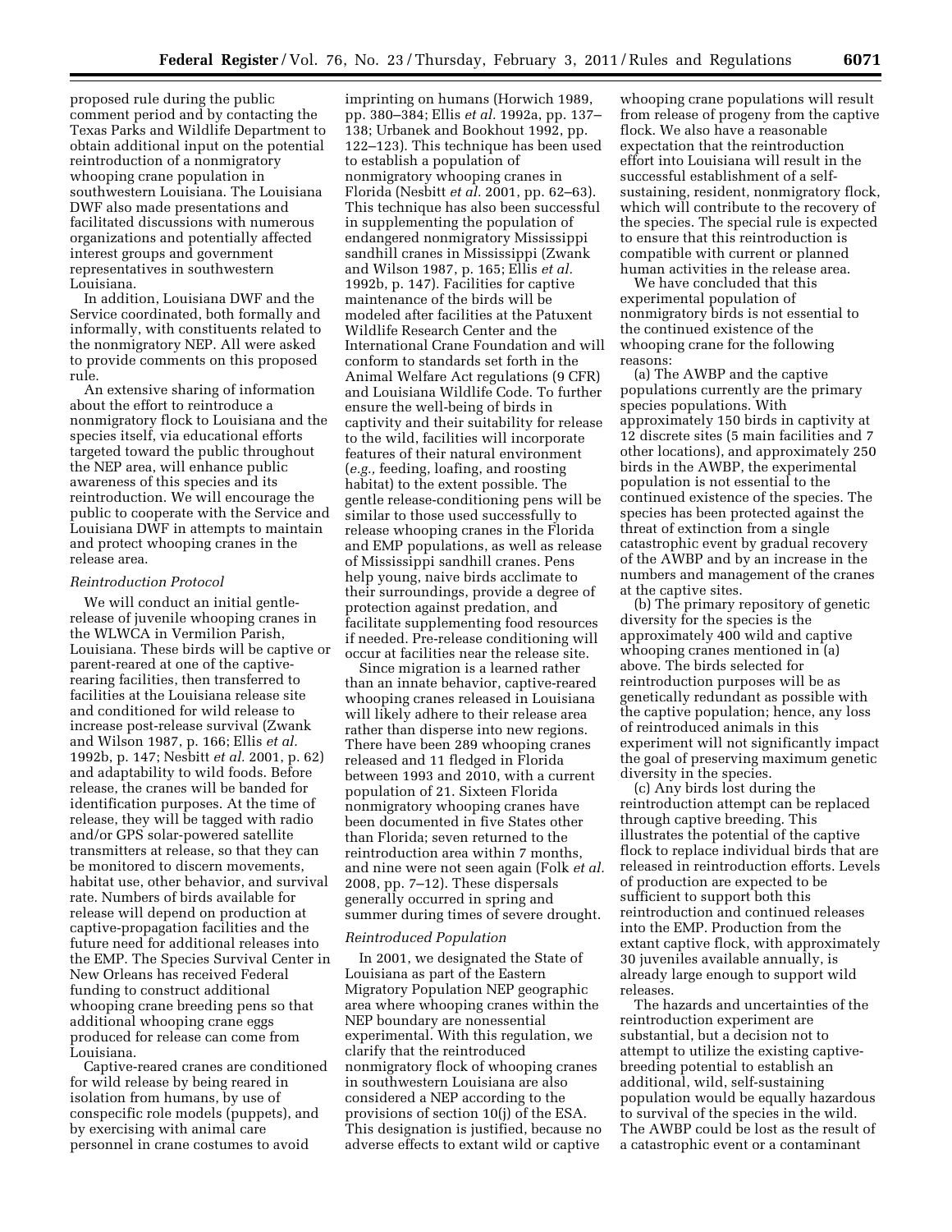proposed rule during the public comment period and by contacting the Texas Parks and Wildlife Department to obtain additional input on the potential reintroduction of a nonmigratory whooping crane population in southwestern Louisiana. The Louisiana DWF also made presentations and facilitated discussions with numerous organizations and potentially affected interest groups and government representatives in southwestern Louisiana.

In addition, Louisiana DWF and the Service coordinated, both formally and informally, with constituents related to the nonmigratory NEP. All were asked to provide comments on this proposed rule.

An extensive sharing of information about the effort to reintroduce a nonmigratory flock to Louisiana and the species itself, via educational efforts targeted toward the public throughout the NEP area, will enhance public awareness of this species and its reintroduction. We will encourage the public to cooperate with the Service and Louisiana DWF in attempts to maintain and protect whooping cranes in the release area.

*Reintroduction Protocol*

We will conduct an initial gentle-release of juvenile whooping cranes in the WLWCA in Vermilion Parish, Louisiana. These birds will be captive or parent-reared at one of the captive-rearing facilities, then transferred to facilities at the Louisiana release site and conditioned for wild release to increase post-release survival (Zwank and Wilson 1987, p. 166; Ellis *et al.* 1992b, p. 147; Nesbitt *et al.* 2001, p. 62) and adaptability to wild foods. Before release, the cranes will be banded for identification purposes. At the time of release, they will be tagged with radio and/or GPS solar-powered satellite transmitters at release, so that they can be monitored to discern movements, habitat use, other behavior, and survival rate. Numbers of birds available for release will depend on production at captive-propagation facilities and the future need for additional releases into the EMP. The Species Survival Center in New Orleans has received Federal funding to construct additional whooping crane breeding pens so that additional whooping crane eggs produced for release can come from Louisiana.

Captive-reared cranes are conditioned for wild release by being reared in isolation from humans, by use of conspecific role models (puppets), and by exercising with animal care personnel in crane costumes to avoid imprinting on humans (Horwich 1989, pp. 380–384; Ellis *et al.* 1992a, pp. 137–138; Urbanek and Bookhout 1992, pp. 122–123). This technique has been used to establish a population of nonmigratory whooping cranes in Florida (Nesbitt *et al.* 2001, pp. 62–63). This technique has also been successful in supplementing the population of endangered nonmigratory Mississippi sandhill cranes in Mississippi (Zwank and Wilson 1987, p. 165; Ellis *et al.* 1992b, p. 147). Facilities for captive maintenance of the birds will be modeled after facilities at the Patuxent Wildlife Research Center and the International Crane Foundation and will conform to standards set forth in the Animal Welfare Act regulations (9 CFR) and Louisiana Wildlife Code. To further ensure the well-being of birds in captivity and their suitability for release to the wild, facilities will incorporate features of their natural environment (*e.g.,* feeding, loafing, and roosting habitat) to the extent possible. The gentle release-conditioning pens will be similar to those used successfully to release whooping cranes in the Florida and EMP populations, as well as release of Mississippi sandhill cranes. Pens help young, naive birds acclimate to their surroundings, provide a degree of protection against predation, and facilitate supplementing food resources if needed. Pre-release conditioning will occur at facilities near the release site.

Since migration is a learned rather than an innate behavior, captive-reared whooping cranes released in Louisiana will likely adhere to their release area rather than disperse into new regions. There have been 289 whooping cranes released and 11 fledged in Florida between 1993 and 2010, with a current population of 21. Sixteen Florida nonmigratory whooping cranes have been documented in five States other than Florida; seven returned to the reintroduction area within 7 months, and nine were not seen again (Folk *et al.* 2008, pp. 7–12). These dispersals generally occurred in spring and summer during times of severe drought.

*Reintroduced Population*

In 2001, we designated the State of Louisiana as part of the Eastern Migratory Population NEP geographic area where whooping cranes within the NEP boundary are nonessential experimental. With this regulation, we clarify that the reintroduced nonmigratory flock of whooping cranes in southwestern Louisiana are also considered a NEP according to the provisions of section 10(j) of the ESA. This designation is justified, because no adverse effects to extant wild or captive whooping crane populations will result from release of progeny from the captive flock. We also have a reasonable expectation that the reintroduction effort into Louisiana will result in the successful establishment of a self-sustaining, resident, nonmigratory flock, which will contribute to the recovery of the species. The special rule is expected to ensure that this reintroduction is compatible with current or planned human activities in the release area.

We have concluded that this experimental population of nonmigratory birds is not essential to the continued existence of the whooping crane for the following reasons:

(a) The AWBP and the captive populations currently are the primary species populations. With approximately 150 birds in captivity at 12 discrete sites (5 main facilities and 7 other locations), and approximately 250 birds in the AWBP, the experimental population is not essential to the continued existence of the species. The species has been protected against the threat of extinction from a single catastrophic event by gradual recovery of the AWBP and by an increase in the numbers and management of the cranes at the captive sites.

(b) The primary repository of genetic diversity for the species is the approximately 400 wild and captive whooping cranes mentioned in (a) above. The birds selected for reintroduction purposes will be as genetically redundant as possible with the captive population; hence, any loss of reintroduced animals in this experiment will not significantly impact the goal of preserving maximum genetic diversity in the species.

(c) Any birds lost during the reintroduction attempt can be replaced through captive breeding. This illustrates the potential of the captive flock to replace individual birds that are released in reintroduction efforts. Levels of production are expected to be sufficient to support both this reintroduction and continued releases into the EMP. Production from the extant captive flock, with approximately 30 juveniles available annually, is already large enough to support wild releases.

The hazards and uncertainties of the reintroduction experiment are substantial, but a decision not to attempt to utilize the existing captive-breeding potential to establish an additional, wild, self-sustaining population would be equally hazardous to survival of the species in the wild. The AWBP could be lost as the result of a catastrophic event or a contaminant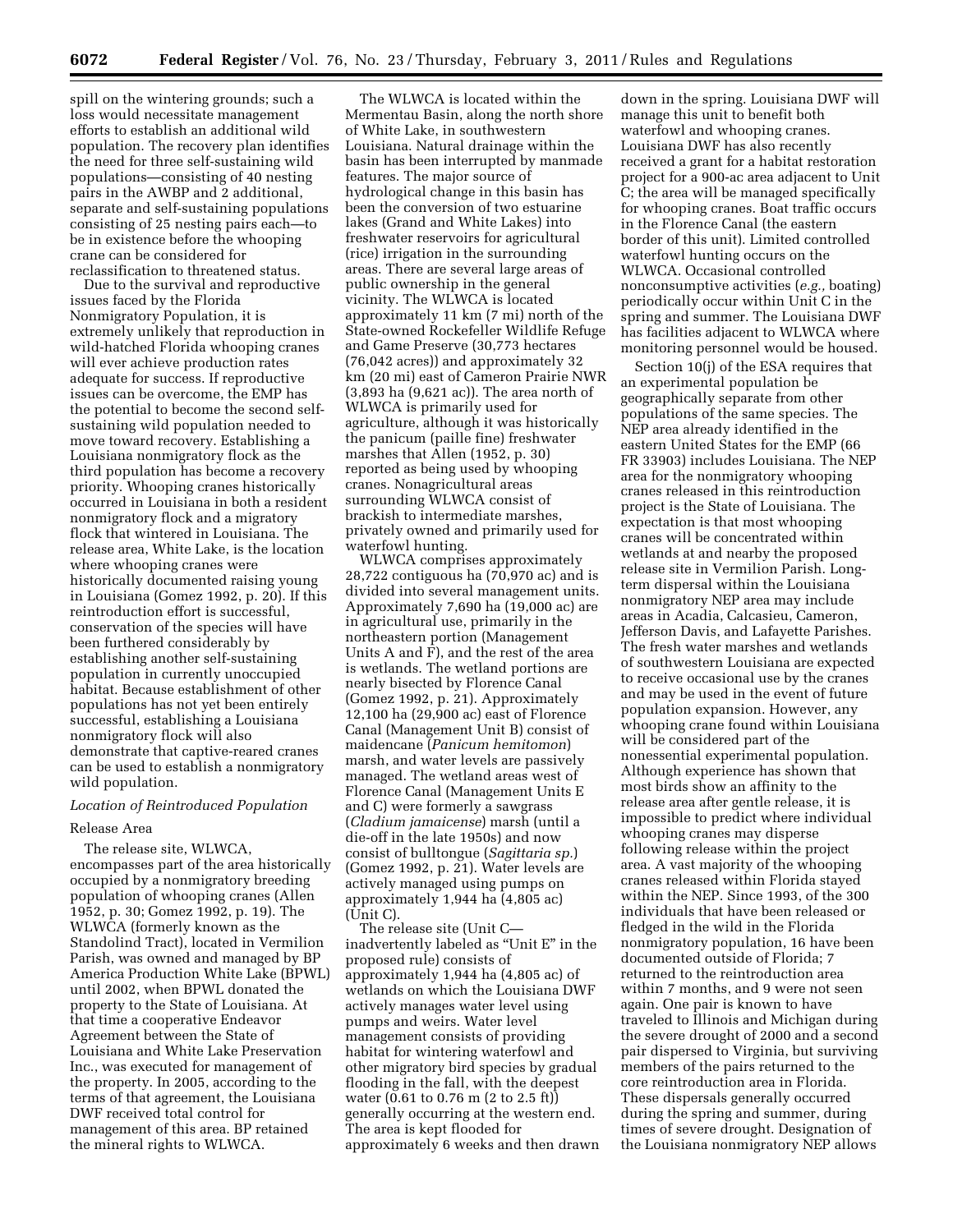spill on the wintering grounds; such a loss would necessitate management efforts to establish an additional wild population. The recovery plan identifies the need for three self-sustaining wild populations—consisting of 40 nesting pairs in the AWBP and 2 additional, separate and self-sustaining populations consisting of 25 nesting pairs each—to be in existence before the whooping crane can be considered for reclassification to threatened status.

Due to the survival and reproductive issues faced by the Florida Nonmigratory Population, it is extremely unlikely that reproduction in wild-hatched Florida whooping cranes will ever achieve production rates adequate for success. If reproductive issues can be overcome, the EMP has the potential to become the second self-sustaining wild population needed to move toward recovery. Establishing a Louisiana nonmigratory flock as the third population has become a recovery priority. Whooping cranes historically occurred in Louisiana in both a resident nonmigratory flock and a migratory flock that wintered in Louisiana. The release area, White Lake, is the location where whooping cranes were historically documented raising young in Louisiana (Gomez 1992, p. 20). If this reintroduction effort is successful, conservation of the species will have been furthered considerably by establishing another self-sustaining population in currently unoccupied habitat. Because establishment of other populations has not yet been entirely successful, establishing a Louisiana nonmigratory flock will also demonstrate that captive-reared cranes can be used to establish a nonmigratory wild population.

### *Location of Reintroduced Population*

#### Release Area

The release site, WLWCA, encompasses part of the area historically occupied by a nonmigratory breeding population of whooping cranes (Allen 1952, p. 30; Gomez 1992, p. 19). The WLWCA (formerly known as the Standolind Tract), located in Vermilion Parish, was owned and managed by BP America Production White Lake (BPWL) until 2002, when BPWL donated the property to the State of Louisiana. At that time a cooperative Endeavor Agreement between the State of Louisiana and White Lake Preservation Inc., was executed for management of the property. In 2005, according to the terms of that agreement, the Louisiana DWF received total control for management of this area. BP retained the mineral rights to WLWCA.

The WLWCA is located within the Mermentau Basin, along the north shore of White Lake, in southwestern Louisiana. Natural drainage within the basin has been interrupted by manmade features. The major source of hydrological change in this basin has been the conversion of two estuarine lakes (Grand and White Lakes) into freshwater reservoirs for agricultural (rice) irrigation in the surrounding areas. There are several large areas of public ownership in the general vicinity. The WLWCA is located approximately 11 km (7 mi) north of the State-owned Rockefeller Wildlife Refuge and Game Preserve (30,773 hectares (76,042 acres)) and approximately 32 km (20 mi) east of Cameron Prairie NWR (3,893 ha (9,621 ac)). The area north of WLWCA is primarily used for agriculture, although it was historically the panicum (paille fine) freshwater marshes that Allen (1952, p. 30) reported as being used by whooping cranes. Nonagricultural areas surrounding WLWCA consist of brackish to intermediate marshes, privately owned and primarily used for waterfowl hunting.

WLWCA comprises approximately 28,722 contiguous ha (70,970 ac) and is divided into several management units. Approximately 7,690 ha (19,000 ac) are in agricultural use, primarily in the northeastern portion (Management Units A and F), and the rest of the area is wetlands. The wetland portions are nearly bisected by Florence Canal (Gomez 1992, p. 21). Approximately 12,100 ha (29,900 ac) east of Florence Canal (Management Unit B) consist of maidencane (*Panicum hemitomon*) marsh, and water levels are passively managed. The wetland areas west of Florence Canal (Management Units E and C) were formerly a sawgrass (*Cladium jamaicense*) marsh (until a die-off in the late 1950s) and now consist of bulltongue (*Sagittaria sp.*) (Gomez 1992, p. 21). Water levels are actively managed using pumps on approximately 1,944 ha (4,805 ac) (Unit C).

The release site (Unit C—inadvertently labeled as "Unit E" in the proposed rule) consists of approximately 1,944 ha (4,805 ac) of wetlands on which the Louisiana DWF actively manages water level using pumps and weirs. Water level management consists of providing habitat for wintering waterfowl and other migratory bird species by gradual flooding in the fall, with the deepest water (0.61 to 0.76 m (2 to 2.5 ft)) generally occurring at the western end. The area is kept flooded for approximately 6 weeks and then drawn down in the spring. Louisiana DWF will manage this unit to benefit both waterfowl and whooping cranes. Louisiana DWF has also recently received a grant for a habitat restoration project for a 900-ac area adjacent to Unit C; the area will be managed specifically for whooping cranes. Boat traffic occurs in the Florence Canal (the eastern border of this unit). Limited controlled waterfowl hunting occurs on the WLWCA. Occasional controlled nonconsumptive activities (*e.g.,* boating) periodically occur within Unit C in the spring and summer. The Louisiana DWF has facilities adjacent to WLWCA where monitoring personnel would be housed.

Section 10(j) of the ESA requires that an experimental population be geographically separate from other populations of the same species. The NEP area already identified in the eastern United States for the EMP (66 FR 33903) includes Louisiana. The NEP area for the nonmigratory whooping cranes released in this reintroduction project is the State of Louisiana. The expectation is that most whooping cranes will be concentrated within wetlands at and nearby the proposed release site in Vermilion Parish. Long-term dispersal within the Louisiana nonmigratory NEP area may include areas in Acadia, Calcasieu, Cameron, Jefferson Davis, and Lafayette Parishes. The fresh water marshes and wetlands of southwestern Louisiana are expected to receive occasional use by the cranes and may be used in the event of future population expansion. However, any whooping crane found within Louisiana will be considered part of the nonessential experimental population. Although experience has shown that most birds show an affinity to the release area after gentle release, it is impossible to predict where individual whooping cranes may disperse following release within the project area. A vast majority of the whooping cranes released within Florida stayed within the NEP. Since 1993, of the 300 individuals that have been released or fledged in the wild in the Florida nonmigratory population, 16 have been documented outside of Florida; 7 returned to the reintroduction area within 7 months, and 9 were not seen again. One pair is known to have traveled to Illinois and Michigan during the severe drought of 2000 and a second pair dispersed to Virginia, but surviving members of the pairs returned to the core reintroduction area in Florida. These dispersals generally occurred during the spring and summer, during times of severe drought. Designation of the Louisiana nonmigratory NEP allows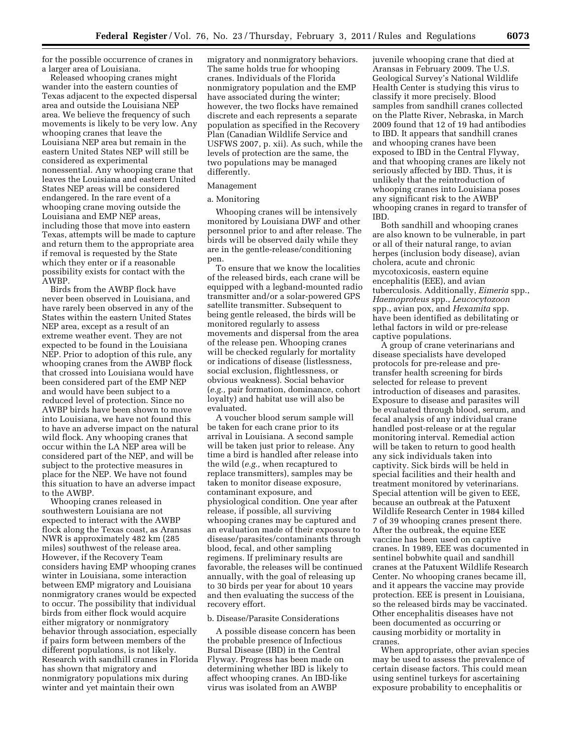for the possible occurrence of cranes in a larger area of Louisiana.

Released whooping cranes might wander into the eastern counties of Texas adjacent to the expected dispersal area and outside the Louisiana NEP area. We believe the frequency of such movements is likely to be very low. Any whooping cranes that leave the Louisiana NEP area but remain in the eastern United States NEP will still be considered as experimental nonessential. Any whooping crane that leaves the Louisiana and eastern United States NEP areas will be considered endangered. In the rare event of a whooping crane moving outside the Louisiana and EMP NEP areas, including those that move into eastern Texas, attempts will be made to capture and return them to the appropriate area if removal is requested by the State which they enter or if a reasonable possibility exists for contact with the AWBP.

Birds from the AWBP flock have never been observed in Louisiana, and have rarely been observed in any of the States within the eastern United States NEP area, except as a result of an extreme weather event. They are not expected to be found in the Louisiana NEP. Prior to adoption of this rule, any whooping cranes from the AWBP flock that crossed into Louisiana would have been considered part of the EMP NEP and would have been subject to a reduced level of protection. Since no AWBP birds have been shown to move into Louisiana, we have not found this to have an adverse impact on the natural wild flock. Any whooping cranes that occur within the LA NEP area will be considered part of the NEP, and will be subject to the protective measures in place for the NEP. We have not found this situation to have an adverse impact to the AWBP.

Whooping cranes released in southwestern Louisiana are not expected to interact with the AWBP flock along the Texas coast, as Aransas NWR is approximately 482 km (285 miles) southwest of the release area. However, if the Recovery Team considers having EMP whooping cranes winter in Louisiana, some interaction between EMP migratory and Louisiana nonmigratory cranes would be expected to occur. The possibility that individual birds from either flock would acquire either migratory or nonmigratory behavior through association, especially if pairs form between members of the different populations, is not likely. Research with sandhill cranes in Florida has shown that migratory and nonmigratory populations mix during winter and yet maintain their own migratory and nonmigratory behaviors. The same holds true for whooping cranes. Individuals of the Florida nonmigratory population and the EMP have associated during the winter; however, the two flocks have remained discrete and each represents a separate population as specified in the Recovery Plan (Canadian Wildlife Service and USFWS 2007, p. xii). As such, while the levels of protection are the same, the two populations may be managed differently.

Management

a. Monitoring

Whooping cranes will be intensively monitored by Louisiana DWF and other personnel prior to and after release. The birds will be observed daily while they are in the gentle-release/conditioning pen.

To ensure that we know the localities of the released birds, each crane will be equipped with a legband-mounted radio transmitter and/or a solar-powered GPS satellite transmitter. Subsequent to being gentle released, the birds will be monitored regularly to assess movements and dispersal from the area of the release pen. Whooping cranes will be checked regularly for mortality or indications of disease (listlessness, social exclusion, flightlessness, or obvious weakness). Social behavior (*e.g.,* pair formation, dominance, cohort loyalty) and habitat use will also be evaluated.

A voucher blood serum sample will be taken for each crane prior to its arrival in Louisiana. A second sample will be taken just prior to release. Any time a bird is handled after release into the wild (*e.g.,* when recaptured to replace transmitters), samples may be taken to monitor disease exposure, contaminant exposure, and physiological condition. One year after release, if possible, all surviving whooping cranes may be captured and an evaluation made of their exposure to disease/parasites/contaminants through blood, fecal, and other sampling regimens. If preliminary results are favorable, the releases will be continued annually, with the goal of releasing up to 30 birds per year for about 10 years and then evaluating the success of the recovery effort.

b. Disease/Parasite Considerations

A possible disease concern has been the probable presence of Infectious Bursal Disease (IBD) in the Central Flyway. Progress has been made on determining whether IBD is likely to affect whooping cranes. An IBD-like virus was isolated from an AWBP juvenile whooping crane that died at Aransas in February 2009. The U.S. Geological Survey's National Wildlife Health Center is studying this virus to classify it more precisely. Blood samples from sandhill cranes collected on the Platte River, Nebraska, in March 2009 found that 12 of 19 had antibodies to IBD. It appears that sandhill cranes and whooping cranes have been exposed to IBD in the Central Flyway, and that whooping cranes are likely not seriously affected by IBD. Thus, it is unlikely that the reintroduction of whooping cranes into Louisiana poses any significant risk to the AWBP whooping cranes in regard to transfer of IBD.

Both sandhill and whooping cranes are also known to be vulnerable, in part or all of their natural range, to avian herpes (inclusion body disease), avian cholera, acute and chronic mycotoxicosis, eastern equine encephalitis (EEE), and avian tuberculosis. Additionally, *Eimeria* spp., *Haemoproteus* spp., *Leucocytozoon* spp., avian pox, and *Hexamita* spp. have been identified as debilitating or lethal factors in wild or pre-release captive populations.

A group of crane veterinarians and disease specialists have developed protocols for pre-release and pre-transfer health screening for birds selected for release to prevent introduction of diseases and parasites. Exposure to disease and parasites will be evaluated through blood, serum, and fecal analysis of any individual crane handled post-release or at the regular monitoring interval. Remedial action will be taken to return to good health any sick individuals taken into captivity. Sick birds will be held in special facilities and their health and treatment monitored by veterinarians. Special attention will be given to EEE, because an outbreak at the Patuxent Wildlife Research Center in 1984 killed 7 of 39 whooping cranes present there. After the outbreak, the equine EEE vaccine has been used on captive cranes. In 1989, EEE was documented in sentinel bobwhite quail and sandhill cranes at the Patuxent Wildlife Research Center. No whooping cranes became ill, and it appears the vaccine may provide protection. EEE is present in Louisiana, so the released birds may be vaccinated. Other encephalitis diseases have not been documented as occurring or causing morbidity or mortality in cranes.

When appropriate, other avian species may be used to assess the prevalence of certain disease factors. This could mean using sentinel turkeys for ascertaining exposure probability to encephalitis or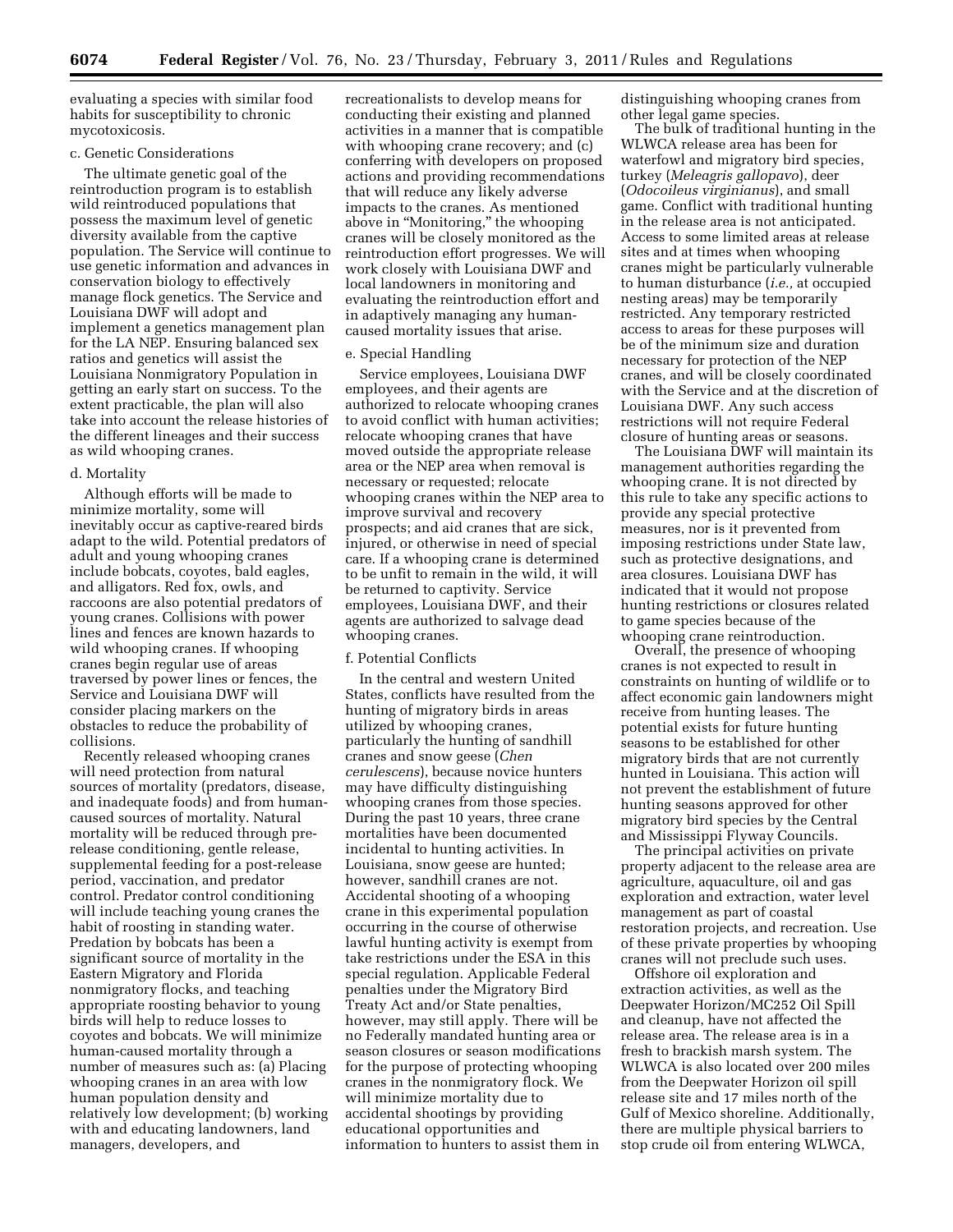evaluating a species with similar food habits for susceptibility to chronic mycotoxicosis.

c. Genetic Considerations

The ultimate genetic goal of the reintroduction program is to establish wild reintroduced populations that possess the maximum level of genetic diversity available from the captive population. The Service will continue to use genetic information and advances in conservation biology to effectively manage flock genetics. The Service and Louisiana DWF will adopt and implement a genetics management plan for the LA NEP. Ensuring balanced sex ratios and genetics will assist the Louisiana Nonmigratory Population in getting an early start on success. To the extent practicable, the plan will also take into account the release histories of the different lineages and their success as wild whooping cranes.

d. Mortality

Although efforts will be made to minimize mortality, some will inevitably occur as captive-reared birds adapt to the wild. Potential predators of adult and young whooping cranes include bobcats, coyotes, bald eagles, and alligators. Red fox, owls, and raccoons are also potential predators of young cranes. Collisions with power lines and fences are known hazards to wild whooping cranes. If whooping cranes begin regular use of areas traversed by power lines or fences, the Service and Louisiana DWF will consider placing markers on the obstacles to reduce the probability of collisions.

Recently released whooping cranes will need protection from natural sources of mortality (predators, disease, and inadequate foods) and from human-caused sources of mortality. Natural mortality will be reduced through pre-release conditioning, gentle release, supplemental feeding for a post-release period, vaccination, and predator control. Predator control conditioning will include teaching young cranes the habit of roosting in standing water. Predation by bobcats has been a significant source of mortality in the Eastern Migratory and Florida nonmigratory flocks, and teaching appropriate roosting behavior to young birds will help to reduce losses to coyotes and bobcats. We will minimize human-caused mortality through a number of measures such as: (a) Placing whooping cranes in an area with low human population density and relatively low development; (b) working with and educating landowners, land managers, developers, and recreationalists to develop means for conducting their existing and planned activities in a manner that is compatible with whooping crane recovery; and (c) conferring with developers on proposed actions and providing recommendations that will reduce any likely adverse impacts to the cranes. As mentioned above in "Monitoring," the whooping cranes will be closely monitored as the reintroduction effort progresses. We will work closely with Louisiana DWF and local landowners in monitoring and evaluating the reintroduction effort and in adaptively managing any human-caused mortality issues that arise.

e. Special Handling

Service employees, Louisiana DWF employees, and their agents are authorized to relocate whooping cranes to avoid conflict with human activities; relocate whooping cranes that have moved outside the appropriate release area or the NEP area when removal is necessary or requested; relocate whooping cranes within the NEP area to improve survival and recovery prospects; and aid cranes that are sick, injured, or otherwise in need of special care. If a whooping crane is determined to be unfit to remain in the wild, it will be returned to captivity. Service employees, Louisiana DWF, and their agents are authorized to salvage dead whooping cranes.

f. Potential Conflicts

In the central and western United States, conflicts have resulted from the hunting of migratory birds in areas utilized by whooping cranes, particularly the hunting of sandhill cranes and snow geese (*Chen cerulescens*), because novice hunters may have difficulty distinguishing whooping cranes from those species. During the past 10 years, three crane mortalities have been documented incidental to hunting activities. In Louisiana, snow geese are hunted; however, sandhill cranes are not. Accidental shooting of a whooping crane in this experimental population occurring in the course of otherwise lawful hunting activity is exempt from take restrictions under the ESA in this special regulation. Applicable Federal penalties under the Migratory Bird Treaty Act and/or State penalties, however, may still apply. There will be no Federally mandated hunting area or season closures or season modifications for the purpose of protecting whooping cranes in the nonmigratory flock. We will minimize mortality due to accidental shootings by providing educational opportunities and information to hunters to assist them in distinguishing whooping cranes from other legal game species.

The bulk of traditional hunting in the WLWCA release area has been for waterfowl and migratory bird species, turkey (*Meleagris gallopavo*), deer (*Odocoileus virginianus*), and small game. Conflict with traditional hunting in the release area is not anticipated. Access to some limited areas at release sites and at times when whooping cranes might be particularly vulnerable to human disturbance (*i.e.,* at occupied nesting areas) may be temporarily restricted. Any temporary restricted access to areas for these purposes will be of the minimum size and duration necessary for protection of the NEP cranes, and will be closely coordinated with the Service and at the discretion of Louisiana DWF. Any such access restrictions will not require Federal closure of hunting areas or seasons.

The Louisiana DWF will maintain its management authorities regarding the whooping crane. It is not directed by this rule to take any specific actions to provide any special protective measures, nor is it prevented from imposing restrictions under State law, such as protective designations, and area closures. Louisiana DWF has indicated that it would not propose hunting restrictions or closures related to game species because of the whooping crane reintroduction.

Overall, the presence of whooping cranes is not expected to result in constraints on hunting of wildlife or to affect economic gain landowners might receive from hunting leases. The potential exists for future hunting seasons to be established for other migratory birds that are not currently hunted in Louisiana. This action will not prevent the establishment of future hunting seasons approved for other migratory bird species by the Central and Mississippi Flyway Councils.

The principal activities on private property adjacent to the release area are agriculture, aquaculture, oil and gas exploration and extraction, water level management as part of coastal restoration projects, and recreation. Use of these private properties by whooping cranes will not preclude such uses.

Offshore oil exploration and extraction activities, as well as the Deepwater Horizon/MC252 Oil Spill and cleanup, have not affected the release area. The release area is in a fresh to brackish marsh system. The WLWCA is also located over 200 miles from the Deepwater Horizon oil spill release site and 17 miles north of the Gulf of Mexico shoreline. Additionally, there are multiple physical barriers to stop crude oil from entering WLWCA,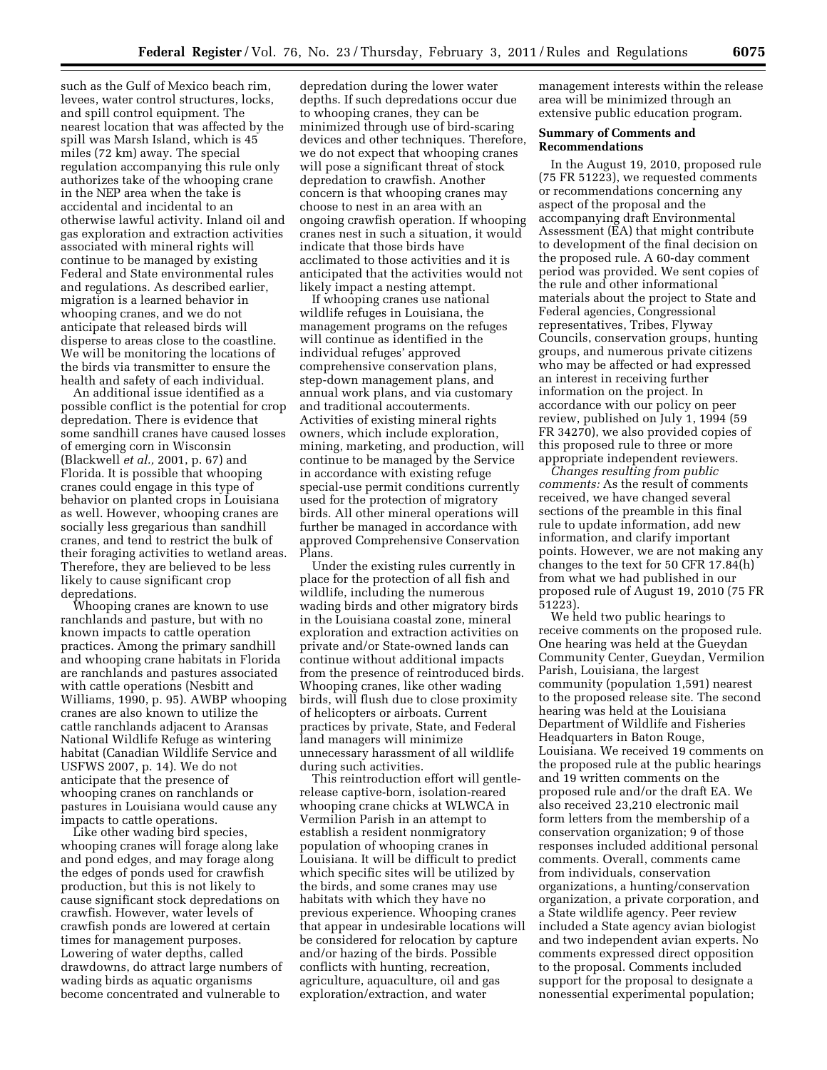such as the Gulf of Mexico beach rim, levees, water control structures, locks, and spill control equipment. The nearest location that was affected by the spill was Marsh Island, which is 45 miles (72 km) away. The special regulation accompanying this rule only authorizes take of the whooping crane in the NEP area when the take is accidental and incidental to an otherwise lawful activity. Inland oil and gas exploration and extraction activities associated with mineral rights will continue to be managed by existing Federal and State environmental rules and regulations. As described earlier, migration is a learned behavior in whooping cranes, and we do not anticipate that released birds will disperse to areas close to the coastline. We will be monitoring the locations of the birds via transmitter to ensure the health and safety of each individual.

An additional issue identified as a possible conflict is the potential for crop depredation. There is evidence that some sandhill cranes have caused losses of emerging corn in Wisconsin (Blackwell *et al.,* 2001, p. 67) and Florida. It is possible that whooping cranes could engage in this type of behavior on planted crops in Louisiana as well. However, whooping cranes are socially less gregarious than sandhill cranes, and tend to restrict the bulk of their foraging activities to wetland areas. Therefore, they are believed to be less likely to cause significant crop depredations.

Whooping cranes are known to use ranchlands and pasture, but with no known impacts to cattle operation practices. Among the primary sandhill and whooping crane habitats in Florida are ranchlands and pastures associated with cattle operations (Nesbitt and Williams, 1990, p. 95). AWBP whooping cranes are also known to utilize the cattle ranchlands adjacent to Aransas National Wildlife Refuge as wintering habitat (Canadian Wildlife Service and USFWS 2007, p. 14). We do not anticipate that the presence of whooping cranes on ranchlands or pastures in Louisiana would cause any impacts to cattle operations.

Like other wading bird species, whooping cranes will forage along lake and pond edges, and may forage along the edges of ponds used for crawfish production, but this is not likely to cause significant stock depredations on crawfish. However, water levels of crawfish ponds are lowered at certain times for management purposes. Lowering of water depths, called drawdowns, do attract large numbers of wading birds as aquatic organisms become concentrated and vulnerable to depredation during the lower water depths. If such depredations occur due to whooping cranes, they can be minimized through use of bird-scaring devices and other techniques. Therefore, we do not expect that whooping cranes will pose a significant threat of stock depredation to crawfish. Another concern is that whooping cranes may choose to nest in an area with an ongoing crawfish operation. If whooping cranes nest in such a situation, it would indicate that those birds have acclimated to those activities and it is anticipated that the activities would not likely impact a nesting attempt.

If whooping cranes use national wildlife refuges in Louisiana, the management programs on the refuges will continue as identified in the individual refuges' approved comprehensive conservation plans, step-down management plans, and annual work plans, and via customary and traditional accouterments. Activities of existing mineral rights owners, which include exploration, mining, marketing, and production, will continue to be managed by the Service in accordance with existing refuge special-use permit conditions currently used for the protection of migratory birds. All other mineral operations will further be managed in accordance with approved Comprehensive Conservation Plans.

Under the existing rules currently in place for the protection of all fish and wildlife, including the numerous wading birds and other migratory birds in the Louisiana coastal zone, mineral exploration and extraction activities on private and/or State-owned lands can continue without additional impacts from the presence of reintroduced birds. Whooping cranes, like other wading birds, will flush due to close proximity of helicopters or airboats. Current practices by private, State, and Federal land managers will minimize unnecessary harassment of all wildlife during such activities.

This reintroduction effort will gentle-release captive-born, isolation-reared whooping crane chicks at WLWCA in Vermilion Parish in an attempt to establish a resident nonmigratory population of whooping cranes in Louisiana. It will be difficult to predict which specific sites will be utilized by the birds, and some cranes may use habitats with which they have no previous experience. Whooping cranes that appear in undesirable locations will be considered for relocation by capture and/or hazing of the birds. Possible conflicts with hunting, recreation, agriculture, aquaculture, oil and gas exploration/extraction, and water management interests within the release area will be minimized through an extensive public education program.

## Summary of Comments and Recommendations

In the August 19, 2010, proposed rule (75 FR 51223), we requested comments or recommendations concerning any aspect of the proposal and the accompanying draft Environmental Assessment (EA) that might contribute to development of the final decision on the proposed rule. A 60-day comment period was provided. We sent copies of the rule and other informational materials about the project to State and Federal agencies, Congressional representatives, Tribes, Flyway Councils, conservation groups, hunting groups, and numerous private citizens who may be affected or had expressed an interest in receiving further information on the project. In accordance with our policy on peer review, published on July 1, 1994 (59 FR 34270), we also provided copies of this proposed rule to three or more appropriate independent reviewers.

*Changes resulting from public comments:* As the result of comments received, we have changed several sections of the preamble in this final rule to update information, add new information, and clarify important points. However, we are not making any changes to the text for 50 CFR 17.84(h) from what we had published in our proposed rule of August 19, 2010 (75 FR 51223).

We held two public hearings to receive comments on the proposed rule. One hearing was held at the Gueydan Community Center, Gueydan, Vermilion Parish, Louisiana, the largest community (population 1,591) nearest to the proposed release site. The second hearing was held at the Louisiana Department of Wildlife and Fisheries Headquarters in Baton Rouge, Louisiana. We received 19 comments on the proposed rule at the public hearings and 19 written comments on the proposed rule and/or the draft EA. We also received 23,210 electronic mail form letters from the membership of a conservation organization; 9 of those responses included additional personal comments. Overall, comments came from individuals, conservation organizations, a hunting/conservation organization, a private corporation, and a State wildlife agency. Peer review included a State agency avian biologist and two independent avian experts. No comments expressed direct opposition to the proposal. Comments included support for the proposal to designate a nonessential experimental population;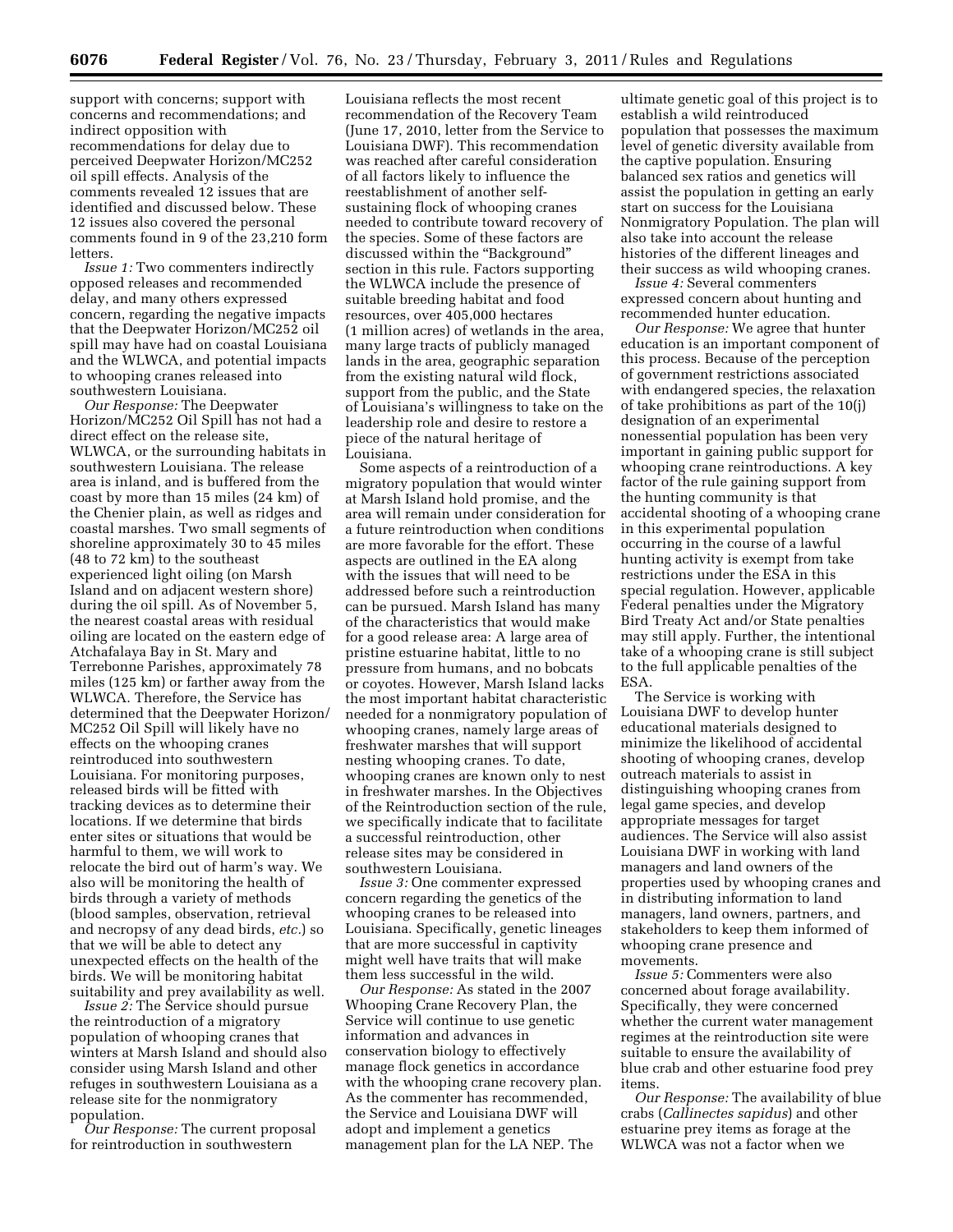support with concerns; support with concerns and recommendations; and indirect opposition with recommendations for delay due to perceived Deepwater Horizon/MC252 oil spill effects. Analysis of the comments revealed 12 issues that are identified and discussed below. These 12 issues also covered the personal comments found in 9 of the 23,210 form letters.

*Issue 1:* Two commenters indirectly opposed releases and recommended delay, and many others expressed concern, regarding the negative impacts that the Deepwater Horizon/MC252 oil spill may have had on coastal Louisiana and the WLWCA, and potential impacts to whooping cranes released into southwestern Louisiana.

*Our Response:* The Deepwater Horizon/MC252 Oil Spill has not had a direct effect on the release site, WLWCA, or the surrounding habitats in southwestern Louisiana. The release area is inland, and is buffered from the coast by more than 15 miles (24 km) of the Chenier plain, as well as ridges and coastal marshes. Two small segments of shoreline approximately 30 to 45 miles (48 to 72 km) to the southeast experienced light oiling (on Marsh Island and on adjacent western shore) during the oil spill. As of November 5, the nearest coastal areas with residual oiling are located on the eastern edge of Atchafalaya Bay in St. Mary and Terrebonne Parishes, approximately 78 miles (125 km) or farther away from the WLWCA. Therefore, the Service has determined that the Deepwater Horizon/MC252 Oil Spill will likely have no effects on the whooping cranes reintroduced into southwestern Louisiana. For monitoring purposes, released birds will be fitted with tracking devices as to determine their locations. If we determine that birds enter sites or situations that would be harmful to them, we will work to relocate the bird out of harm's way. We also will be monitoring the health of birds through a variety of methods (blood samples, observation, retrieval and necropsy of any dead birds, *etc.*) so that we will be able to detect any unexpected effects on the health of the birds. We will be monitoring habitat suitability and prey availability as well.

*Issue 2:* The Service should pursue the reintroduction of a migratory population of whooping cranes that winters at Marsh Island and should also consider using Marsh Island and other refuges in southwestern Louisiana as a release site for the nonmigratory population.

*Our Response:* The current proposal for reintroduction in southwestern Louisiana reflects the most recent recommendation of the Recovery Team (June 17, 2010, letter from the Service to Louisiana DWF). This recommendation was reached after careful consideration of all factors likely to influence the reestablishment of another self-sustaining flock of whooping cranes needed to contribute toward recovery of the species. Some of these factors are discussed within the "Background" section in this rule. Factors supporting the WLWCA include the presence of suitable breeding habitat and food resources, over 405,000 hectares (1 million acres) of wetlands in the area, many large tracts of publicly managed lands in the area, geographic separation from the existing natural wild flock, support from the public, and the State of Louisiana's willingness to take on the leadership role and desire to restore a piece of the natural heritage of Louisiana.

Some aspects of a reintroduction of a migratory population that would winter at Marsh Island hold promise, and the area will remain under consideration for a future reintroduction when conditions are more favorable for the effort. These aspects are outlined in the EA along with the issues that will need to be addressed before such a reintroduction can be pursued. Marsh Island has many of the characteristics that would make for a good release area: A large area of pristine estuarine habitat, little to no pressure from humans, and no bobcats or coyotes. However, Marsh Island lacks the most important habitat characteristic needed for a nonmigratory population of whooping cranes, namely large areas of freshwater marshes that will support nesting whooping cranes. To date, whooping cranes are known only to nest in freshwater marshes. In the Objectives of the Reintroduction section of the rule, we specifically indicate that to facilitate a successful reintroduction, other release sites may be considered in southwestern Louisiana.

*Issue 3:* One commenter expressed concern regarding the genetics of the whooping cranes to be released into Louisiana. Specifically, genetic lineages that are more successful in captivity might well have traits that will make them less successful in the wild.

*Our Response:* As stated in the 2007 Whooping Crane Recovery Plan, the Service will continue to use genetic information and advances in conservation biology to effectively manage flock genetics in accordance with the whooping crane recovery plan. As the commenter has recommended, the Service and Louisiana DWF will adopt and implement a genetics management plan for the LA NEP. The ultimate genetic goal of this project is to establish a wild reintroduced population that possesses the maximum level of genetic diversity available from the captive population. Ensuring balanced sex ratios and genetics will assist the population in getting an early start on success for the Louisiana Nonmigratory Population. The plan will also take into account the release histories of the different lineages and their success as wild whooping cranes.

*Issue 4:* Several commenters expressed concern about hunting and recommended hunter education.

*Our Response:* We agree that hunter education is an important component of this process. Because of the perception of government restrictions associated with endangered species, the relaxation of take prohibitions as part of the 10(j) designation of an experimental nonessential population has been very important in gaining public support for whooping crane reintroductions. A key factor of the rule gaining support from the hunting community is that accidental shooting of a whooping crane in this experimental population occurring in the course of a lawful hunting activity is exempt from take restrictions under the ESA in this special regulation. However, applicable Federal penalties under the Migratory Bird Treaty Act and/or State penalties may still apply. Further, the intentional take of a whooping crane is still subject to the full applicable penalties of the ESA.

The Service is working with Louisiana DWF to develop hunter educational materials designed to minimize the likelihood of accidental shooting of whooping cranes, develop outreach materials to assist in distinguishing whooping cranes from legal game species, and develop appropriate messages for target audiences. The Service will also assist Louisiana DWF in working with land managers and land owners of the properties used by whooping cranes and in distributing information to land managers, land owners, partners, and stakeholders to keep them informed of whooping crane presence and movements.

*Issue 5:* Commenters were also concerned about forage availability. Specifically, they were concerned whether the current water management regimes at the reintroduction site were suitable to ensure the availability of blue crab and other estuarine food prey items.

*Our Response:* The availability of blue crabs (*Callinectes sapidus*) and other estuarine prey items as forage at the WLWCA was not a factor when we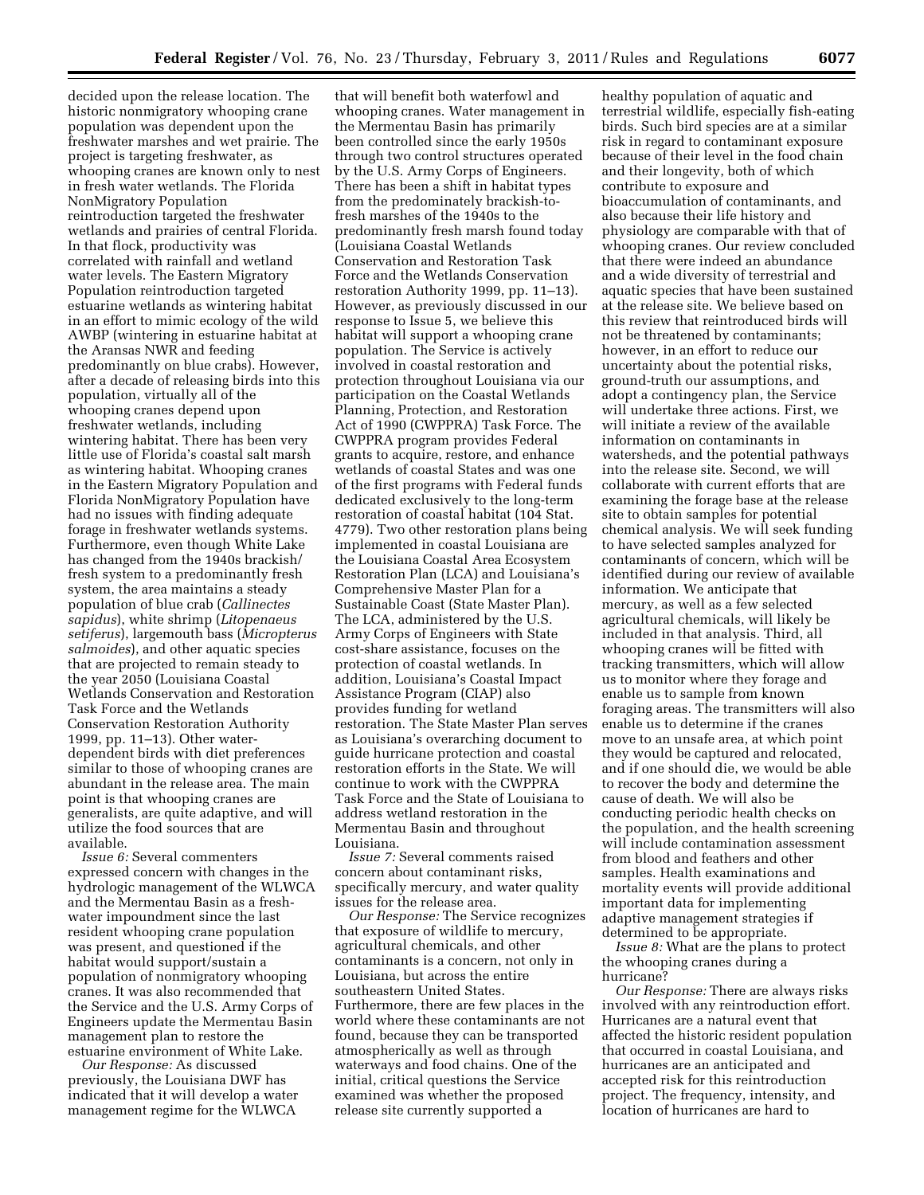decided upon the release location. The historic nonmigratory whooping crane population was dependent upon the freshwater marshes and wet prairie. The project is targeting freshwater, as whooping cranes are known only to nest in fresh water wetlands. The Florida NonMigratory Population reintroduction targeted the freshwater wetlands and prairies of central Florida. In that flock, productivity was correlated with rainfall and wetland water levels. The Eastern Migratory Population reintroduction targeted estuarine wetlands as wintering habitat in an effort to mimic ecology of the wild AWBP (wintering in estuarine habitat at the Aransas NWR and feeding predominantly on blue crabs). However, after a decade of releasing birds into this population, virtually all of the whooping cranes depend upon freshwater wetlands, including wintering habitat. There has been very little use of Florida's coastal salt marsh as wintering habitat. Whooping cranes in the Eastern Migratory Population and Florida NonMigratory Population have had no issues with finding adequate forage in freshwater wetlands systems. Furthermore, even though White Lake has changed from the 1940s brackish/fresh system to a predominantly fresh system, the area maintains a steady population of blue crab (*Callinectes sapidus*), white shrimp (*Litopenaeus setiferus*), largemouth bass (*Micropterus salmoides*), and other aquatic species that are projected to remain steady to the year 2050 (Louisiana Coastal Wetlands Conservation and Restoration Task Force and the Wetlands Conservation Restoration Authority 1999, pp. 11–13). Other water-dependent birds with diet preferences similar to those of whooping cranes are abundant in the release area. The main point is that whooping cranes are generalists, are quite adaptive, and will utilize the food sources that are available.

*Issue 6:* Several commenters expressed concern with changes in the hydrologic management of the WLWCA and the Mermentau Basin as a fresh-water impoundment since the last resident whooping crane population was present, and questioned if the habitat would support/sustain a population of nonmigratory whooping cranes. It was also recommended that the Service and the U.S. Army Corps of Engineers update the Mermentau Basin management plan to restore the estuarine environment of White Lake.

*Our Response:* As discussed previously, the Louisiana DWF has indicated that it will develop a water management regime for the WLWCA that will benefit both waterfowl and whooping cranes. Water management in the Mermentau Basin has primarily been controlled since the early 1950s through two control structures operated by the U.S. Army Corps of Engineers. There has been a shift in habitat types from the predominately brackish-to-fresh marshes of the 1940s to the predominantly fresh marsh found today (Louisiana Coastal Wetlands Conservation and Restoration Task Force and the Wetlands Conservation restoration Authority 1999, pp. 11–13). However, as previously discussed in our response to Issue 5, we believe this habitat will support a whooping crane population. The Service is actively involved in coastal restoration and protection throughout Louisiana via our participation on the Coastal Wetlands Planning, Protection, and Restoration Act of 1990 (CWPPRA) Task Force. The CWPPRA program provides Federal grants to acquire, restore, and enhance wetlands of coastal States and was one of the first programs with Federal funds dedicated exclusively to the long-term restoration of coastal habitat (104 Stat. 4779). Two other restoration plans being implemented in coastal Louisiana are the Louisiana Coastal Area Ecosystem Restoration Plan (LCA) and Louisiana's Comprehensive Master Plan for a Sustainable Coast (State Master Plan). The LCA, administered by the U.S. Army Corps of Engineers with State cost-share assistance, focuses on the protection of coastal wetlands. In addition, Louisiana's Coastal Impact Assistance Program (CIAP) also provides funding for wetland restoration. The State Master Plan serves as Louisiana's overarching document to guide hurricane protection and coastal restoration efforts in the State. We will continue to work with the CWPPRA Task Force and the State of Louisiana to address wetland restoration in the Mermentau Basin and throughout Louisiana.

*Issue 7:* Several comments raised concern about contaminant risks, specifically mercury, and water quality issues for the release area.

*Our Response:* The Service recognizes that exposure of wildlife to mercury, agricultural chemicals, and other contaminants is a concern, not only in Louisiana, but across the entire southeastern United States. Furthermore, there are few places in the world where these contaminants are not found, because they can be transported atmospherically as well as through waterways and food chains. One of the initial, critical questions the Service examined was whether the proposed release site currently supported a healthy population of aquatic and terrestrial wildlife, especially fish-eating birds. Such bird species are at a similar risk in regard to contaminant exposure because of their level in the food chain and their longevity, both of which contribute to exposure and bioaccumulation of contaminants, and also because their life history and physiology are comparable with that of whooping cranes. Our review concluded that there were indeed an abundance and a wide diversity of terrestrial and aquatic species that have been sustained at the release site. We believe based on this review that reintroduced birds will not be threatened by contaminants; however, in an effort to reduce our uncertainty about the potential risks, ground-truth our assumptions, and adopt a contingency plan, the Service will undertake three actions. First, we will initiate a review of the available information on contaminants in watersheds, and the potential pathways into the release site. Second, we will collaborate with current efforts that are examining the forage base at the release site to obtain samples for potential chemical analysis. We will seek funding to have selected samples analyzed for contaminants of concern, which will be identified during our review of available information. We anticipate that mercury, as well as a few selected agricultural chemicals, will likely be included in that analysis. Third, all whooping cranes will be fitted with tracking transmitters, which will allow us to monitor where they forage and enable us to sample from known foraging areas. The transmitters will also enable us to determine if the cranes move to an unsafe area, at which point they would be captured and relocated, and if one should die, we would be able to recover the body and determine the cause of death. We will also be conducting periodic health checks on the population, and the health screening will include contamination assessment from blood and feathers and other samples. Health examinations and mortality events will provide additional important data for implementing adaptive management strategies if determined to be appropriate.

*Issue 8:* What are the plans to protect the whooping cranes during a hurricane?

*Our Response:* There are always risks involved with any reintroduction effort. Hurricanes are a natural event that affected the historic resident population that occurred in coastal Louisiana, and hurricanes are an anticipated and accepted risk for this reintroduction project. The frequency, intensity, and location of hurricanes are hard to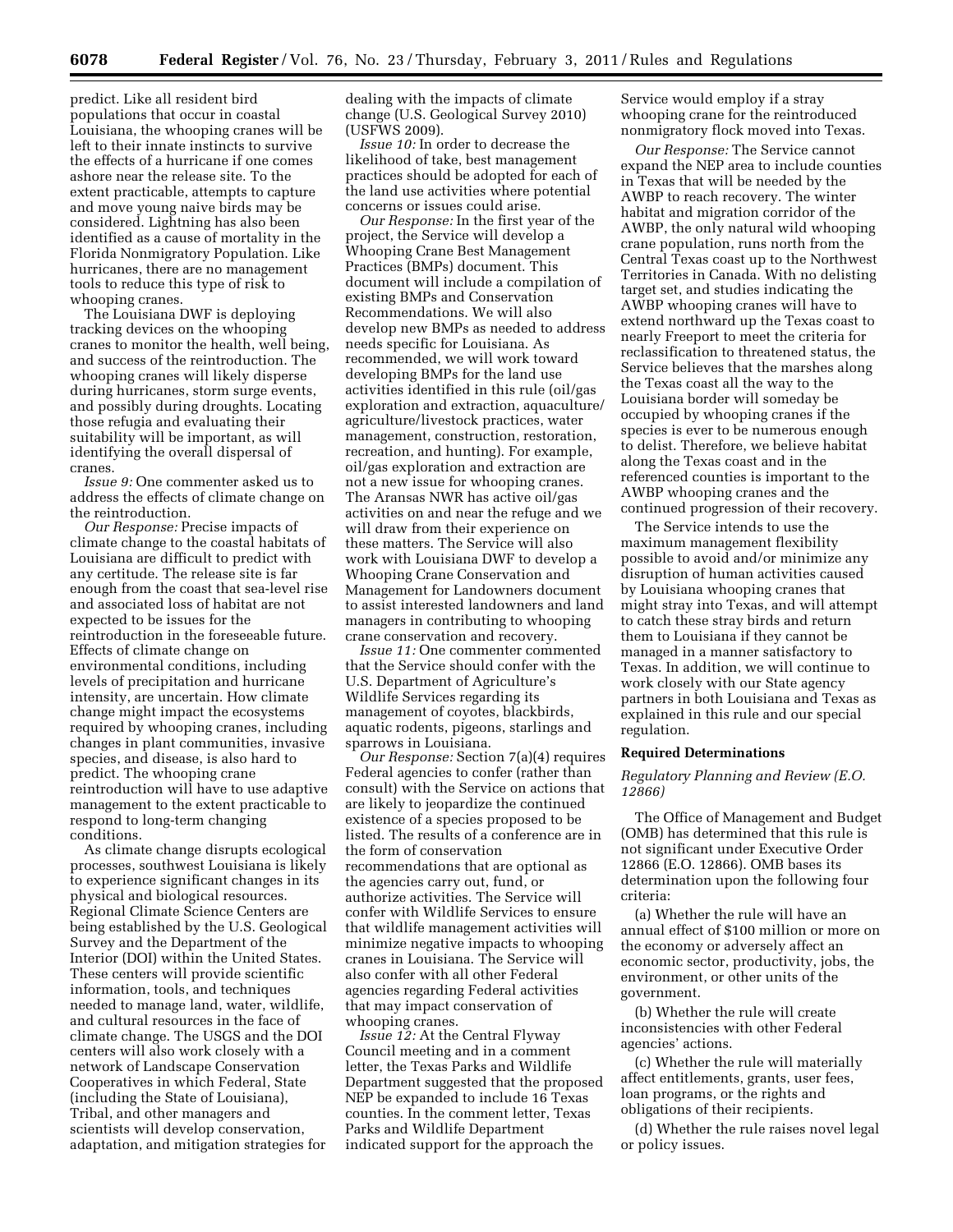predict. Like all resident bird populations that occur in coastal Louisiana, the whooping cranes will be left to their innate instincts to survive the effects of a hurricane if one comes ashore near the release site. To the extent practicable, attempts to capture and move young naive birds may be considered. Lightning has also been identified as a cause of mortality in the Florida Nonmigratory Population. Like hurricanes, there are no management tools to reduce this type of risk to whooping cranes.

The Louisiana DWF is deploying tracking devices on the whooping cranes to monitor the health, well being, and success of the reintroduction. The whooping cranes will likely disperse during hurricanes, storm surge events, and possibly during droughts. Locating those refugia and evaluating their suitability will be important, as will identifying the overall dispersal of cranes.

*Issue 9:* One commenter asked us to address the effects of climate change on the reintroduction.

*Our Response:* Precise impacts of climate change to the coastal habitats of Louisiana are difficult to predict with any certitude. The release site is far enough from the coast that sea-level rise and associated loss of habitat are not expected to be issues for the reintroduction in the foreseeable future. Effects of climate change on environmental conditions, including levels of precipitation and hurricane intensity, are uncertain. How climate change might impact the ecosystems required by whooping cranes, including changes in plant communities, invasive species, and disease, is also hard to predict. The whooping crane reintroduction will have to use adaptive management to the extent practicable to respond to long-term changing conditions.

As climate change disrupts ecological processes, southwest Louisiana is likely to experience significant changes in its physical and biological resources. Regional Climate Science Centers are being established by the U.S. Geological Survey and the Department of the Interior (DOI) within the United States. These centers will provide scientific information, tools, and techniques needed to manage land, water, wildlife, and cultural resources in the face of climate change. The USGS and the DOI centers will also work closely with a network of Landscape Conservation Cooperatives in which Federal, State (including the State of Louisiana), Tribal, and other managers and scientists will develop conservation, adaptation, and mitigation strategies for dealing with the impacts of climate change (U.S. Geological Survey 2010) (USFWS 2009).

*Issue 10:* In order to decrease the likelihood of take, best management practices should be adopted for each of the land use activities where potential concerns or issues could arise.

*Our Response:* In the first year of the project, the Service will develop a Whooping Crane Best Management Practices (BMPs) document. This document will include a compilation of existing BMPs and Conservation Recommendations. We will also develop new BMPs as needed to address needs specific for Louisiana. As recommended, we will work toward developing BMPs for the land use activities identified in this rule (oil/gas exploration and extraction, aquaculture/agriculture/livestock practices, water management, construction, restoration, recreation, and hunting). For example, oil/gas exploration and extraction are not a new issue for whooping cranes. The Aransas NWR has active oil/gas activities on and near the refuge and we will draw from their experience on these matters. The Service will also work with Louisiana DWF to develop a Whooping Crane Conservation and Management for Landowners document to assist interested landowners and land managers in contributing to whooping crane conservation and recovery.

*Issue 11:* One commenter commented that the Service should confer with the U.S. Department of Agriculture's Wildlife Services regarding its management of coyotes, blackbirds, aquatic rodents, pigeons, starlings and sparrows in Louisiana.

*Our Response:* Section 7(a)(4) requires Federal agencies to confer (rather than consult) with the Service on actions that are likely to jeopardize the continued existence of a species proposed to be listed. The results of a conference are in the form of conservation recommendations that are optional as the agencies carry out, fund, or authorize activities. The Service will confer with Wildlife Services to ensure that wildlife management activities will minimize negative impacts to whooping cranes in Louisiana. The Service will also confer with all other Federal agencies regarding Federal activities that may impact conservation of whooping cranes.

*Issue 12:* At the Central Flyway Council meeting and in a comment letter, the Texas Parks and Wildlife Department suggested that the proposed NEP be expanded to include 16 Texas counties. In the comment letter, Texas Parks and Wildlife Department indicated support for the approach the Service would employ if a stray whooping crane for the reintroduced nonmigratory flock moved into Texas.

*Our Response:* The Service cannot expand the NEP area to include counties in Texas that will be needed by the AWBP to reach recovery. The winter habitat and migration corridor of the AWBP, the only natural wild whooping crane population, runs north from the Central Texas coast up to the Northwest Territories in Canada. With no delisting target set, and studies indicating the AWBP whooping cranes will have to extend northward up the Texas coast to nearly Freeport to meet the criteria for reclassification to threatened status, the Service believes that the marshes along the Texas coast all the way to the Louisiana border will someday be occupied by whooping cranes if the species is ever to be numerous enough to delist. Therefore, we believe habitat along the Texas coast and in the referenced counties is important to the AWBP whooping cranes and the continued progression of their recovery.

The Service intends to use the maximum management flexibility possible to avoid and/or minimize any disruption of human activities caused by Louisiana whooping cranes that might stray into Texas, and will attempt to catch these stray birds and return them to Louisiana if they cannot be managed in a manner satisfactory to Texas. In addition, we will continue to work closely with our State agency partners in both Louisiana and Texas as explained in this rule and our special regulation.

## Required Determinations

### *Regulatory Planning and Review (E.O. 12866)*

The Office of Management and Budget (OMB) has determined that this rule is not significant under Executive Order 12866 (E.O. 12866). OMB bases its determination upon the following four criteria:

(a) Whether the rule will have an annual effect of $100 million or more on the economy or adversely affect an economic sector, productivity, jobs, the environment, or other units of the government.

(b) Whether the rule will create inconsistencies with other Federal agencies' actions.

(c) Whether the rule will materially affect entitlements, grants, user fees, loan programs, or the rights and obligations of their recipients.

(d) Whether the rule raises novel legal or policy issues.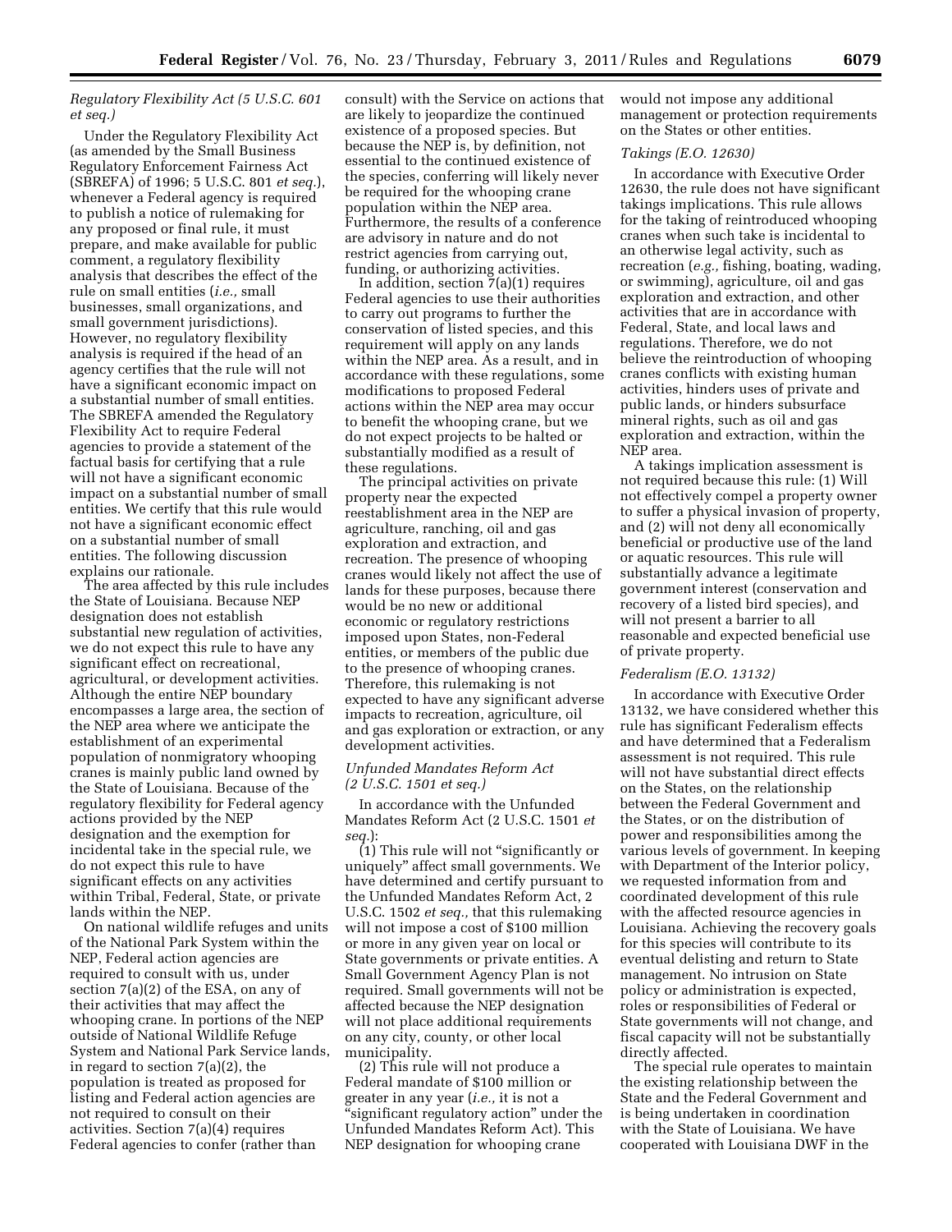### *Regulatory Flexibility Act (5 U.S.C. 601 et seq.)*

Under the Regulatory Flexibility Act (as amended by the Small Business Regulatory Enforcement Fairness Act (SBREFA) of 1996; 5 U.S.C. 801 *et seq.*), whenever a Federal agency is required to publish a notice of rulemaking for any proposed or final rule, it must prepare, and make available for public comment, a regulatory flexibility analysis that describes the effect of the rule on small entities (*i.e.,* small businesses, small organizations, and small government jurisdictions). However, no regulatory flexibility analysis is required if the head of an agency certifies that the rule will not have a significant economic impact on a substantial number of small entities. The SBREFA amended the Regulatory Flexibility Act to require Federal agencies to provide a statement of the factual basis for certifying that a rule will not have a significant economic impact on a substantial number of small entities. We certify that this rule would not have a significant economic effect on a substantial number of small entities. The following discussion explains our rationale.

The area affected by this rule includes the State of Louisiana. Because NEP designation does not establish substantial new regulation of activities, we do not expect this rule to have any significant effect on recreational, agricultural, or development activities. Although the entire NEP boundary encompasses a large area, the section of the NEP area where we anticipate the establishment of an experimental population of nonmigratory whooping cranes is mainly public land owned by the State of Louisiana. Because of the regulatory flexibility for Federal agency actions provided by the NEP designation and the exemption for incidental take in the special rule, we do not expect this rule to have significant effects on any activities within Tribal, Federal, State, or private lands within the NEP.

On national wildlife refuges and units of the National Park System within the NEP, Federal action agencies are required to consult with us, under section 7(a)(2) of the ESA, on any of their activities that may affect the whooping crane. In portions of the NEP outside of National Wildlife Refuge System and National Park Service lands, in regard to section 7(a)(2), the population is treated as proposed for listing and Federal action agencies are not required to consult on their activities. Section 7(a)(4) requires Federal agencies to confer (rather than consult) with the Service on actions that are likely to jeopardize the continued existence of a proposed species. But because the NEP is, by definition, not essential to the continued existence of the species, conferring will likely never be required for the whooping crane population within the NEP area. Furthermore, the results of a conference are advisory in nature and do not restrict agencies from carrying out, funding, or authorizing activities.

In addition, section 7(a)(1) requires Federal agencies to use their authorities to carry out programs to further the conservation of listed species, and this requirement will apply on any lands within the NEP area. As a result, and in accordance with these regulations, some modifications to proposed Federal actions within the NEP area may occur to benefit the whooping crane, but we do not expect projects to be halted or substantially modified as a result of these regulations.

The principal activities on private property near the expected reestablishment area in the NEP are agriculture, ranching, oil and gas exploration and extraction, and recreation. The presence of whooping cranes would likely not affect the use of lands for these purposes, because there would be no new or additional economic or regulatory restrictions imposed upon States, non-Federal entities, or members of the public due to the presence of whooping cranes. Therefore, this rulemaking is not expected to have any significant adverse impacts to recreation, agriculture, oil and gas exploration or extraction, or any development activities.

### *Unfunded Mandates Reform Act (2 U.S.C. 1501 et seq.)*

In accordance with the Unfunded Mandates Reform Act (2 U.S.C. 1501 *et seq.*):

(1) This rule will not "significantly or uniquely" affect small governments. We have determined and certify pursuant to the Unfunded Mandates Reform Act, 2 U.S.C. 1502 *et seq.,* that this rulemaking will not impose a cost of $100 million or more in any given year on local or State governments or private entities. A Small Government Agency Plan is not required. Small governments will not be affected because the NEP designation will not place additional requirements on any city, county, or other local municipality.

(2) This rule will not produce a Federal mandate of $100 million or greater in any year (*i.e.,* it is not a "significant regulatory action" under the Unfunded Mandates Reform Act). This NEP designation for whooping crane would not impose any additional management or protection requirements on the States or other entities.

### *Takings (E.O. 12630)*

In accordance with Executive Order 12630, the rule does not have significant takings implications. This rule allows for the taking of reintroduced whooping cranes when such take is incidental to an otherwise legal activity, such as recreation (*e.g.,* fishing, boating, wading, or swimming), agriculture, oil and gas exploration and extraction, and other activities that are in accordance with Federal, State, and local laws and regulations. Therefore, we do not believe the reintroduction of whooping cranes conflicts with existing human activities, hinders uses of private and public lands, or hinders subsurface mineral rights, such as oil and gas exploration and extraction, within the NEP area.

A takings implication assessment is not required because this rule: (1) Will not effectively compel a property owner to suffer a physical invasion of property, and (2) will not deny all economically beneficial or productive use of the land or aquatic resources. This rule will substantially advance a legitimate government interest (conservation and recovery of a listed bird species), and will not present a barrier to all reasonable and expected beneficial use of private property.

### *Federalism (E.O. 13132)*

In accordance with Executive Order 13132, we have considered whether this rule has significant Federalism effects and have determined that a Federalism assessment is not required. This rule will not have substantial direct effects on the States, on the relationship between the Federal Government and the States, or on the distribution of power and responsibilities among the various levels of government. In keeping with Department of the Interior policy, we requested information from and coordinated development of this rule with the affected resource agencies in Louisiana. Achieving the recovery goals for this species will contribute to its eventual delisting and return to State management. No intrusion on State policy or administration is expected, roles or responsibilities of Federal or State governments will not change, and fiscal capacity will not be substantially directly affected.

The special rule operates to maintain the existing relationship between the State and the Federal Government and is being undertaken in coordination with the State of Louisiana. We have cooperated with Louisiana DWF in the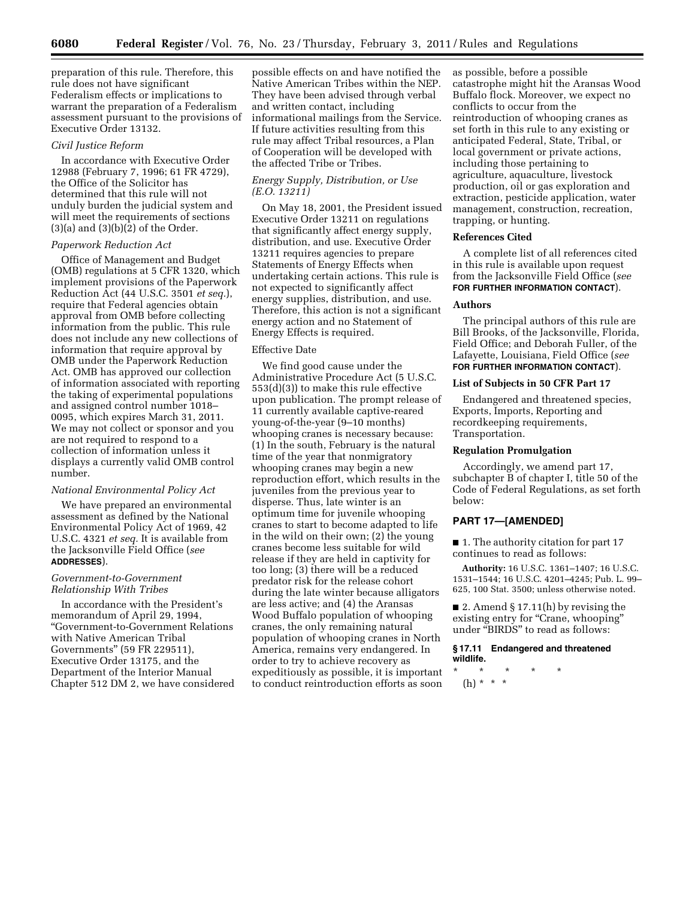preparation of this rule. Therefore, this rule does not have significant Federalism effects or implications to warrant the preparation of a Federalism assessment pursuant to the provisions of Executive Order 13132.

*Civil Justice Reform*

In accordance with Executive Order 12988 (February 7, 1996; 61 FR 4729), the Office of the Solicitor has determined that this rule will not unduly burden the judicial system and will meet the requirements of sections (3)(a) and (3)(b)(2) of the Order.

*Paperwork Reduction Act*

Office of Management and Budget (OMB) regulations at 5 CFR 1320, which implement provisions of the Paperwork Reduction Act (44 U.S.C. 3501 *et seq.*), require that Federal agencies obtain approval from OMB before collecting information from the public. This rule does not include any new collections of information that require approval by OMB under the Paperwork Reduction Act. OMB has approved our collection of information associated with reporting the taking of experimental populations and assigned control number 1018–0095, which expires March 31, 2011. We may not collect or sponsor and you are not required to respond to a collection of information unless it displays a currently valid OMB control number.

*National Environmental Policy Act*

We have prepared an environmental assessment as defined by the National Environmental Policy Act of 1969, 42 U.S.C. 4321 *et seq.* It is available from the Jacksonville Field Office (*see* **ADDRESSES**).

*Government-to-Government Relationship With Tribes*

In accordance with the President's memorandum of April 29, 1994, "Government-to-Government Relations with Native American Tribal Governments" (59 FR 229511), Executive Order 13175, and the Department of the Interior Manual Chapter 512 DM 2, we have considered possible effects on and have notified the Native American Tribes within the NEP. They have been advised through verbal and written contact, including informational mailings from the Service. If future activities resulting from this rule may affect Tribal resources, a Plan of Cooperation will be developed with the affected Tribe or Tribes.

*Energy Supply, Distribution, or Use (E.O. 13211)*

On May 18, 2001, the President issued Executive Order 13211 on regulations that significantly affect energy supply, distribution, and use. Executive Order 13211 requires agencies to prepare Statements of Energy Effects when undertaking certain actions. This rule is not expected to significantly affect energy supplies, distribution, and use. Therefore, this action is not a significant energy action and no Statement of Energy Effects is required.

Effective Date

We find good cause under the Administrative Procedure Act (5 U.S.C. 553(d)(3)) to make this rule effective upon publication. The prompt release of 11 currently available captive-reared young-of-the-year (9–10 months) whooping cranes is necessary because: (1) In the south, February is the natural time of the year that nonmigratory whooping cranes may begin a new reproduction effort, which results in the juveniles from the previous year to disperse. Thus, late winter is an optimum time for juvenile whooping cranes to start to become adapted to life in the wild on their own; (2) the young cranes become less suitable for wild release if they are held in captivity for too long; (3) there will be a reduced predator risk for the release cohort during the late winter because alligators are less active; and (4) the Aransas Wood Buffalo population of whooping cranes, the only remaining natural population of whooping cranes in North America, remains very endangered. In order to try to achieve recovery as expeditiously as possible, it is important to conduct reintroduction efforts as soon as possible, before a possible catastrophe might hit the Aransas Wood Buffalo flock. Moreover, we expect no conflicts to occur from the reintroduction of whooping cranes as set forth in this rule to any existing or anticipated Federal, State, Tribal, or local government or private actions, including those pertaining to agriculture, aquaculture, livestock production, oil or gas exploration and extraction, pesticide application, water management, construction, recreation, trapping, or hunting.

**References Cited**

A complete list of all references cited in this rule is available upon request from the Jacksonville Field Office (*see* **FOR FURTHER INFORMATION CONTACT**).

**Authors**

The principal authors of this rule are Bill Brooks, of the Jacksonville, Florida, Field Office; and Deborah Fuller, of the Lafayette, Louisiana, Field Office (*see* **FOR FURTHER INFORMATION CONTACT**).

**List of Subjects in 50 CFR Part 17**

Endangered and threatened species, Exports, Imports, Reporting and recordkeeping requirements, Transportation.

**Regulation Promulgation**

Accordingly, we amend part 17, subchapter B of chapter I, title 50 of the Code of Federal Regulations, as set forth below:

## PART 17—[AMENDED]

■ 1. The authority citation for part 17 continues to read as follows:

**Authority:** 16 U.S.C. 1361–1407; 16 U.S.C. 1531–1544; 16 U.S.C. 4201–4245; Pub. L. 99–625, 100 Stat. 3500; unless otherwise noted.

■ 2. Amend § 17.11(h) by revising the existing entry for "Crane, whooping" under "BIRDS" to read as follows:

**§ 17.11 Endangered and threatened wildlife.**

\* \* \* \* \*

(h) \* \* \*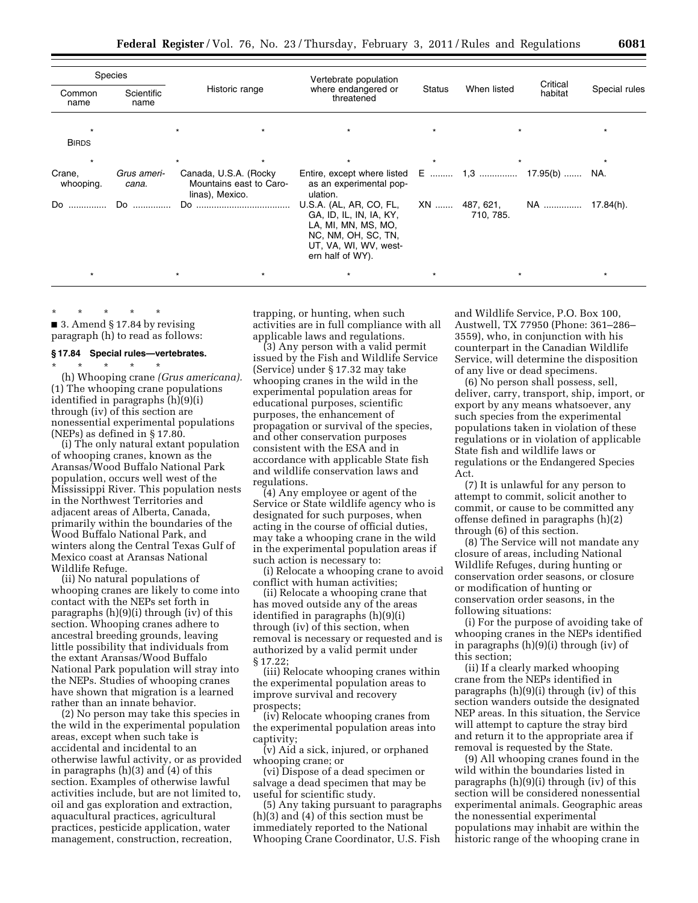| Species | | Historic range | Vertebrate population where endangered or threatened | Status | When listed | Critical habitat | Special rules |
|---|---|---|---|---|---|---|---|
| Common name | Scientific name | | | | | | |
| * | | * | * | * | * | * | * |
| BIRDS | | | | | | | |
| * | | * | * | * | * | * | * |
| Crane, whooping. | *Grus americana.* | Canada, U.S.A. (Rocky Mountains east to Carolinas), Mexico. | Entire, except where listed as an experimental population. | E | 1,3 | 17.95(b) | NA. |
| Do | Do | Do | U.S.A. (AL, AR, CO, FL, GA, ID, IL, IN, IA, KY, LA, MI, MN, MS, MO, NC, NM, OH, SC, TN, UT, VA, WI, WV, western half of WY). | XN | 487, 621, 710, 785. | NA | 17.84(h). |
| * | | * | * | * | * | * | * |

\* \* \* \* \*

■ 3. Amend § 17.84 by revising paragraph (h) to read as follows:

### § 17.84 Special rules—vertebrates.

\* \* \* \* \*

(h) Whooping crane *(Grus americana).* (1) The whooping crane populations identified in paragraphs (h)(9)(i) through (iv) of this section are nonessential experimental populations (NEPs) as defined in § 17.80.

(i) The only natural extant population of whooping cranes, known as the Aransas/Wood Buffalo National Park population, occurs well west of the Mississippi River. This population nests in the Northwest Territories and adjacent areas of Alberta, Canada, primarily within the boundaries of the Wood Buffalo National Park, and winters along the Central Texas Gulf of Mexico coast at Aransas National Wildlife Refuge.

(ii) No natural populations of whooping cranes are likely to come into contact with the NEPs set forth in paragraphs (h)(9)(i) through (iv) of this section. Whooping cranes adhere to ancestral breeding grounds, leaving little possibility that individuals from the extant Aransas/Wood Buffalo National Park population will stray into the NEPs. Studies of whooping cranes have shown that migration is a learned rather than an innate behavior.

(2) No person may take this species in the wild in the experimental population areas, except when such take is accidental and incidental to an otherwise lawful activity, or as provided in paragraphs (h)(3) and (4) of this section. Examples of otherwise lawful activities include, but are not limited to, oil and gas exploration and extraction, aquacultural practices, agricultural practices, pesticide application, water management, construction, recreation, trapping, or hunting, when such activities are in full compliance with all applicable laws and regulations.

(3) Any person with a valid permit issued by the Fish and Wildlife Service (Service) under § 17.32 may take whooping cranes in the wild in the experimental population areas for educational purposes, scientific purposes, the enhancement of propagation or survival of the species, and other conservation purposes consistent with the ESA and in accordance with applicable State fish and wildlife conservation laws and regulations.

(4) Any employee or agent of the Service or State wildlife agency who is designated for such purposes, when acting in the course of official duties, may take a whooping crane in the wild in the experimental population areas if such action is necessary to:

(i) Relocate a whooping crane to avoid conflict with human activities;

(ii) Relocate a whooping crane that has moved outside any of the areas identified in paragraphs (h)(9)(i) through (iv) of this section, when removal is necessary or requested and is authorized by a valid permit under § 17.22;

(iii) Relocate whooping cranes within the experimental population areas to improve survival and recovery prospects;

(iv) Relocate whooping cranes from the experimental population areas into captivity;

(v) Aid a sick, injured, or orphaned whooping crane; or

(vi) Dispose of a dead specimen or salvage a dead specimen that may be useful for scientific study.

(5) Any taking pursuant to paragraphs (h)(3) and (4) of this section must be immediately reported to the National Whooping Crane Coordinator, U.S. Fish and Wildlife Service, P.O. Box 100, Austwell, TX 77950 (Phone: 361–286–3559), who, in conjunction with his counterpart in the Canadian Wildlife Service, will determine the disposition of any live or dead specimens.

(6) No person shall possess, sell, deliver, carry, transport, ship, import, or export by any means whatsoever, any such species from the experimental populations taken in violation of these regulations or in violation of applicable State fish and wildlife laws or regulations or the Endangered Species Act.

(7) It is unlawful for any person to attempt to commit, solicit another to commit, or cause to be committed any offense defined in paragraphs (h)(2) through (6) of this section.

(8) The Service will not mandate any closure of areas, including National Wildlife Refuges, during hunting or conservation order seasons, or closure or modification of hunting or conservation order seasons, in the following situations:

(i) For the purpose of avoiding take of whooping cranes in the NEPs identified in paragraphs (h)(9)(i) through (iv) of this section;

(ii) If a clearly marked whooping crane from the NEPs identified in paragraphs (h)(9)(i) through (iv) of this section wanders outside the designated NEP areas. In this situation, the Service will attempt to capture the stray bird and return it to the appropriate area if removal is requested by the State.

(9) All whooping cranes found in the wild within the boundaries listed in paragraphs (h)(9)(i) through (iv) of this section will be considered nonessential experimental animals. Geographic areas the nonessential experimental populations may inhabit are within the historic range of the whooping crane in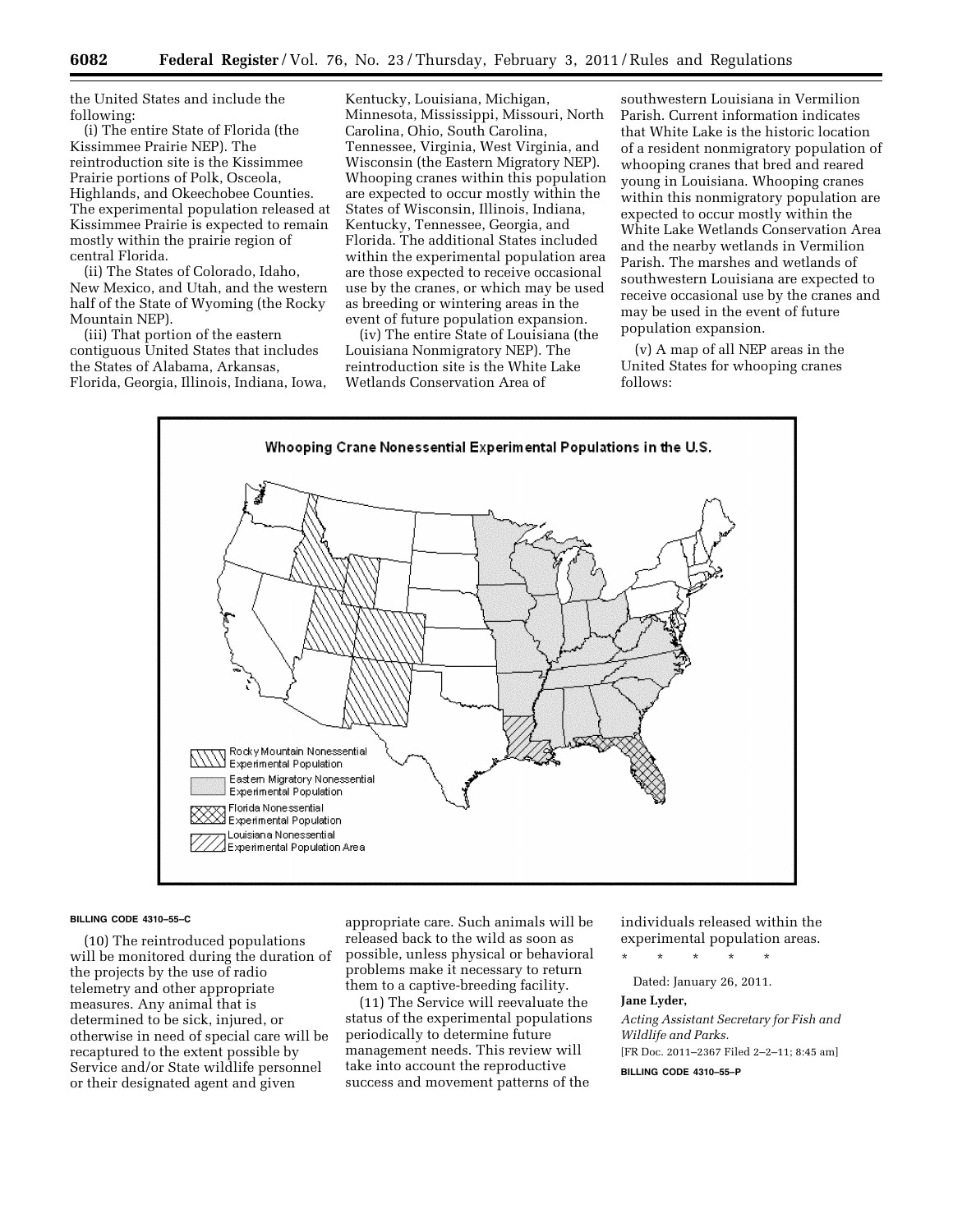the United States and include the following:

(i) The entire State of Florida (the Kissimmee Prairie NEP). The reintroduction site is the Kissimmee Prairie portions of Polk, Osceola, Highlands, and Okeechobee Counties. The experimental population released at Kissimmee Prairie is expected to remain mostly within the prairie region of central Florida.

(ii) The States of Colorado, Idaho, New Mexico, and Utah, and the western half of the State of Wyoming (the Rocky Mountain NEP).

(iii) That portion of the eastern contiguous United States that includes the States of Alabama, Arkansas, Florida, Georgia, Illinois, Indiana, Iowa, Kentucky, Louisiana, Michigan, Minnesota, Mississippi, Missouri, North Carolina, Ohio, South Carolina, Tennessee, Virginia, West Virginia, and Wisconsin (the Eastern Migratory NEP). Whooping cranes within this population are expected to occur mostly within the States of Wisconsin, Illinois, Indiana, Kentucky, Tennessee, Georgia, and Florida. The additional States included within the experimental population area are those expected to receive occasional use by the cranes, or which may be used as breeding or wintering areas in the event of future population expansion.

(iv) The entire State of Louisiana (the Louisiana Nonmigratory NEP). The reintroduction site is the White Lake Wetlands Conservation Area of southwestern Louisiana in Vermilion Parish. Current information indicates that White Lake is the historic location of a resident nonmigratory population of whooping cranes that bred and reared young in Louisiana. Whooping cranes within this nonmigratory population are expected to occur mostly within the White Lake Wetlands Conservation Area and the nearby wetlands in Vermilion Parish. The marshes and wetlands of southwestern Louisiana are expected to receive occasional use by the cranes and may be used in the event of future population expansion.

(v) A map of all NEP areas in the United States for whooping cranes follows:

Whooping Crane Nonessential Experimental Populations in the U.S.

Rocky Mountain Nonessential Experimental Population

Eastern Migratory Nonessential Experimental Population

Florida Nonessential Experimental Population

Louisiana Nonessential Experimental Population Area

BILLING CODE 4310–55–C

(10) The reintroduced populations will be monitored during the duration of the projects by the use of radio telemetry and other appropriate measures. Any animal that is determined to be sick, injured, or otherwise in need of special care will be recaptured to the extent possible by Service and/or State wildlife personnel or their designated agent and given appropriate care. Such animals will be released back to the wild as soon as possible, unless physical or behavioral problems make it necessary to return them to a captive-breeding facility.

(11) The Service will reevaluate the status of the experimental populations periodically to determine future management needs. This review will take into account the reproductive success and movement patterns of the individuals released within the experimental population areas.

\* \* \* \* \*

Dated: January 26, 2011.

**Jane Lyder,**

*Acting Assistant Secretary for Fish and Wildlife and Parks.*

[FR Doc. 2011–2367 Filed 2–2–11; 8:45 am]

**BILLING CODE 4310–55–P**